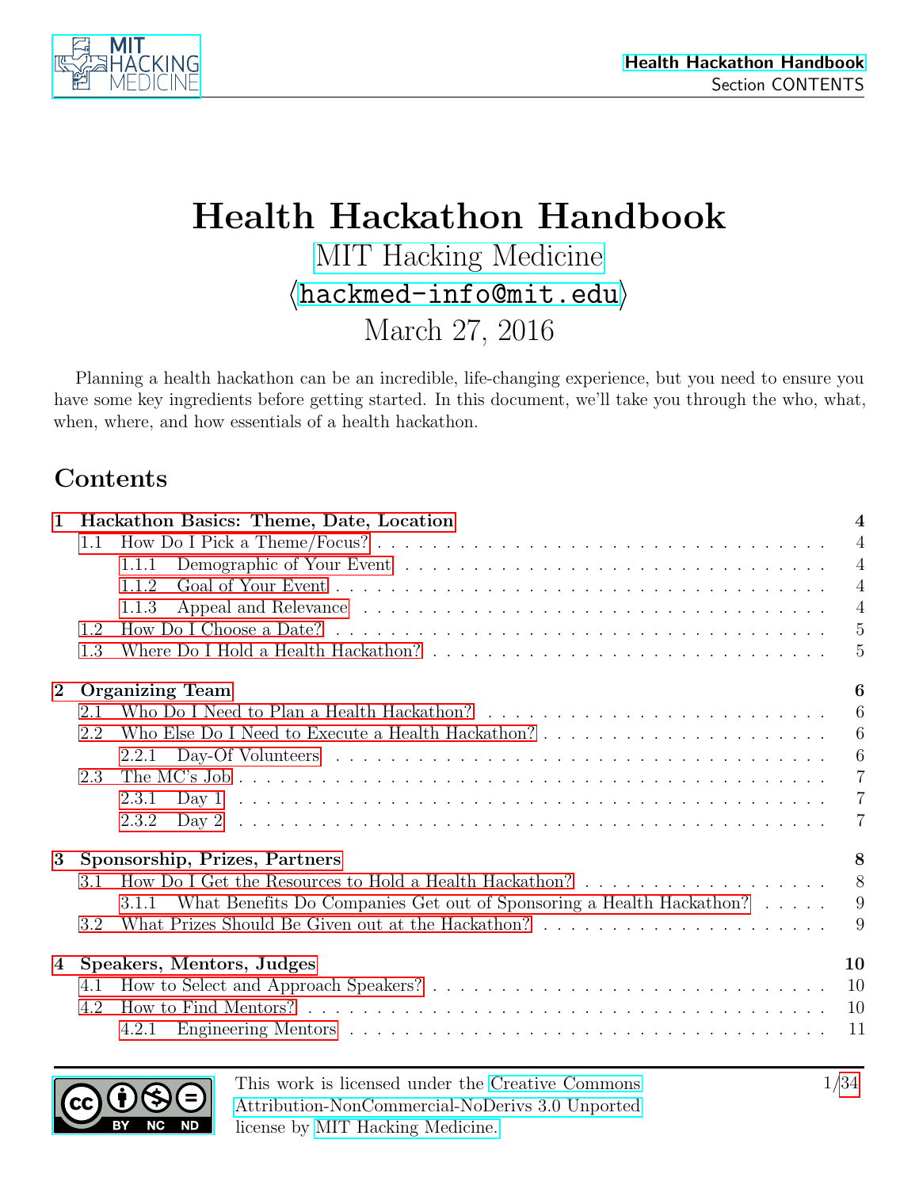# Health Hackathon Handbook

MIT Hacking Medicine

⟨hackmed-info@mit.edu⟩

March 27, 2016

Planning a health hackathon can be an incredible, life-changing experience, but you need to ensure you have some key ingredients before getting started. In this document, we'll take you through the who, what, when, where, and how essentials of a health hackathon.

## Contents

- **1 Hackathon Basics: Theme, Date, Location** — 4
  - 1.1 How Do I Pick a Theme/Focus? — 4
    - 1.1.1 Demographic of Your Event — 4
    - 1.1.2 Goal of Your Event — 4
    - 1.1.3 Appeal and Relevance — 4
  - 1.2 How Do I Choose a Date? — 5
  - 1.3 Where Do I Hold a Health Hackathon? — 5
- **2 Organizing Team** — 6
  - 2.1 Who Do I Need to Plan a Health Hackathon? — 6
  - 2.2 Who Else Do I Need to Execute a Health Hackathon? — 6
    - 2.2.1 Day-Of Volunteers — 6
  - 2.3 The MC's Job — 7
    - 2.3.1 Day 1 — 7
    - 2.3.2 Day 2 — 7
- **3 Sponsorship, Prizes, Partners** — 8
  - 3.1 How Do I Get the Resources to Hold a Health Hackathon? — 8
    - 3.1.1 What Benefits Do Companies Get out of Sponsoring a Health Hackathon? — 9
  - 3.2 What Prizes Should Be Given out at the Hackathon? — 9
- **4 Speakers, Mentors, Judges** — 10
  - 4.1 How to Select and Approach Speakers? — 10
  - 4.2 How to Find Mentors? — 10
    - 4.2.1 Engineering Mentors — 11

This work is licensed under the Creative Commons Attribution-NonCommercial-NoDerivs 3.0 Unported license by MIT Hacking Medicine.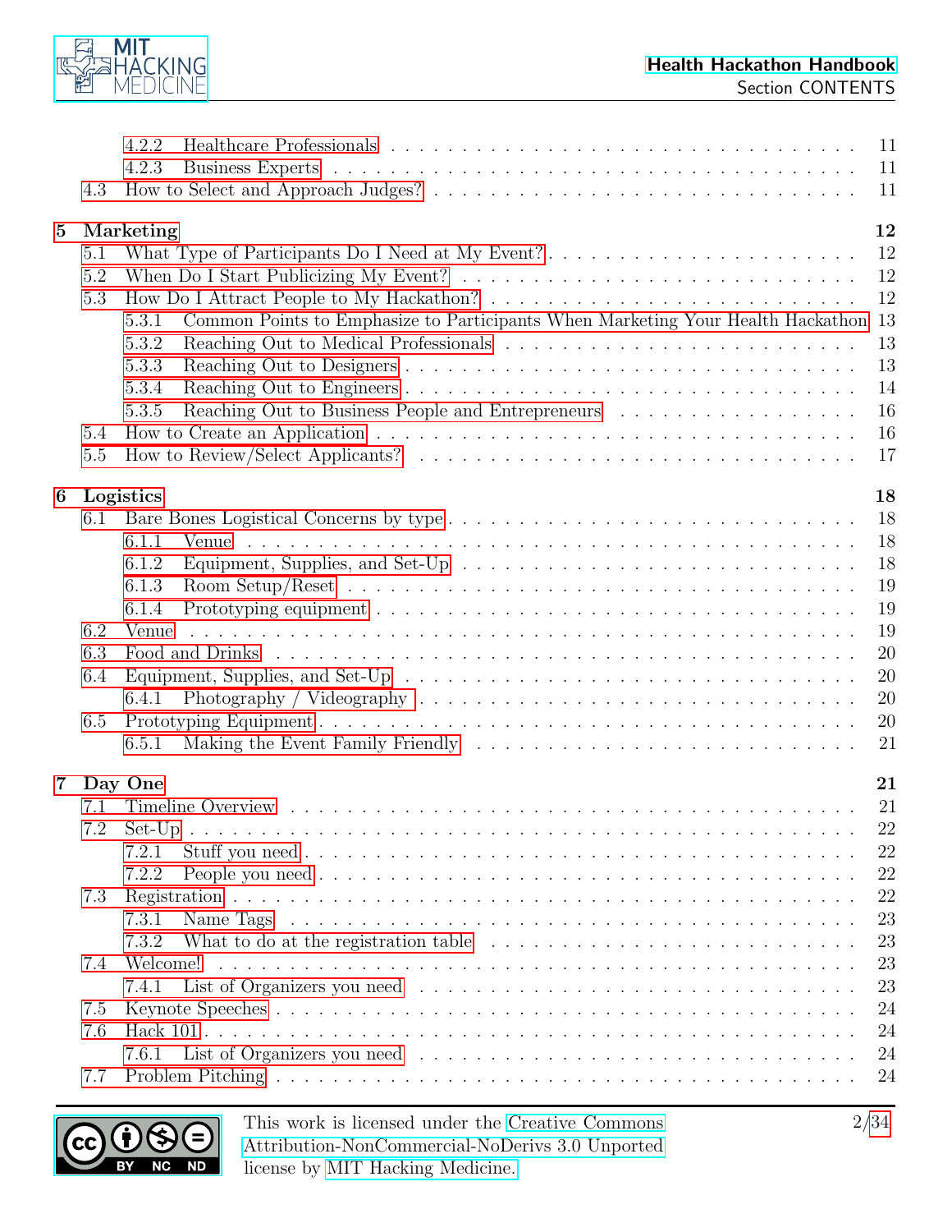4.2.2 Healthcare Professionals . . . 11
4.2.3 Business Experts . . . 11
4.3 How to Select and Approach Judges? . . . 11

**5 Marketing** **12**
5.1 What Type of Participants Do I Need at My Event? . . . 12
5.2 When Do I Start Publicizing My Event? . . . 12
5.3 How Do I Attract People to My Hackathon? . . . 12
5.3.1 Common Points to Emphasize to Participants When Marketing Your Health Hackathon 13
5.3.2 Reaching Out to Medical Professionals . . . 13
5.3.3 Reaching Out to Designers . . . 13
5.3.4 Reaching Out to Engineers . . . 14
5.3.5 Reaching Out to Business People and Entrepreneurs . . . 16
5.4 How to Create an Application . . . 16
5.5 How to Review/Select Applicants? . . . 17

**6 Logistics** **18**
6.1 Bare Bones Logistical Concerns by type . . . 18
6.1.1 Venue . . . 18
6.1.2 Equipment, Supplies, and Set-Up . . . 18
6.1.3 Room Setup/Reset . . . 19
6.1.4 Prototyping equipment . . . 19
6.2 Venue . . . 19
6.3 Food and Drinks . . . 20
6.4 Equipment, Supplies, and Set-Up . . . 20
6.4.1 Photography / Videography . . . 20
6.5 Prototyping Equipment . . . 20
6.5.1 Making the Event Family Friendly . . . 21

**7 Day One** **21**
7.1 Timeline Overview . . . 21
7.2 Set-Up . . . 22
7.2.1 Stuff you need . . . 22
7.2.2 People you need . . . 22
7.3 Registration . . . 22
7.3.1 Name Tags . . . 23
7.3.2 What to do at the registration table . . . 23
7.4 Welcome! . . . 23
7.4.1 List of Organizers you need . . . 23
7.5 Keynote Speeches . . . 24
7.6 Hack 101 . . . 24
7.6.1 List of Organizers you need . . . 24
7.7 Problem Pitching . . . 24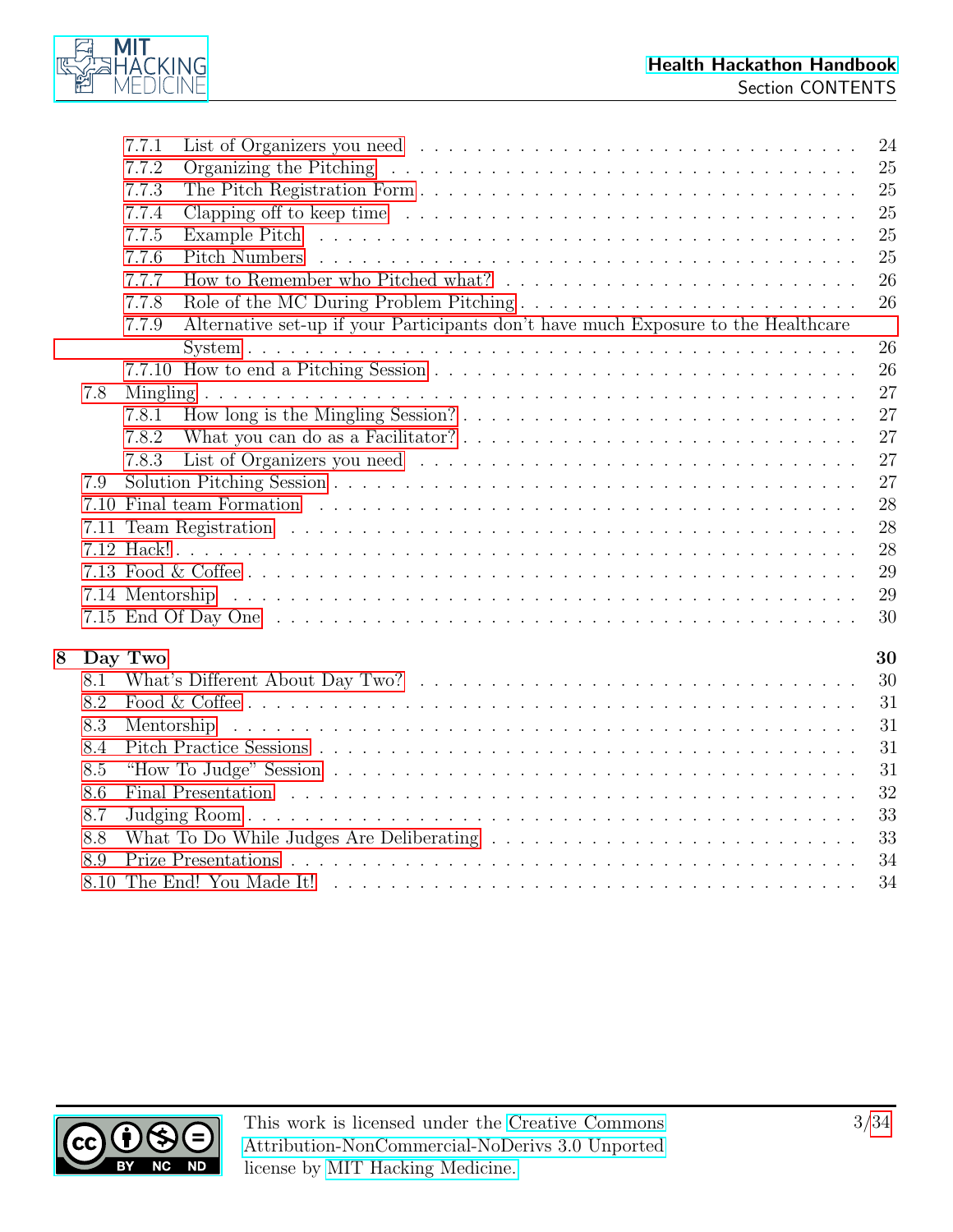- 7.7.1 List of Organizers you need ........ 24
- 7.7.2 Organizing the Pitching ........ 25
- 7.7.3 The Pitch Registration Form ........ 25
- 7.7.4 Clapping off to keep time ........ 25
- 7.7.5 Example Pitch ........ 25
- 7.7.6 Pitch Numbers ........ 25
- 7.7.7 How to Remember who Pitched what? ........ 26
- 7.7.8 Role of the MC During Problem Pitching ........ 26
- 7.7.9 Alternative set-up if your Participants don't have much Exposure to the Healthcare System ........ 26
- 7.7.10 How to end a Pitching Session ........ 26
- 7.8 Mingling ........ 27
  - 7.8.1 How long is the Mingling Session? ........ 27
  - 7.8.2 What you can do as a Facilitator? ........ 27
  - 7.8.3 List of Organizers you need ........ 27
- 7.9 Solution Pitching Session ........ 27
- 7.10 Final team Formation ........ 28
- 7.11 Team Registration ........ 28
- 7.12 Hack! ........ 28
- 7.13 Food & Coffee ........ 29
- 7.14 Mentorship ........ 29
- 7.15 End Of Day One ........ 30

**8 Day Two** ........ **30**

- 8.1 What's Different About Day Two? ........ 30
- 8.2 Food & Coffee ........ 31
- 8.3 Mentorship ........ 31
- 8.4 Pitch Practice Sessions ........ 31
- 8.5 "How To Judge" Session ........ 31
- 8.6 Final Presentation ........ 32
- 8.7 Judging Room ........ 33
- 8.8 What To Do While Judges Are Deliberating ........ 33
- 8.9 Prize Presentations ........ 34
- 8.10 The End! You Made It! ........ 34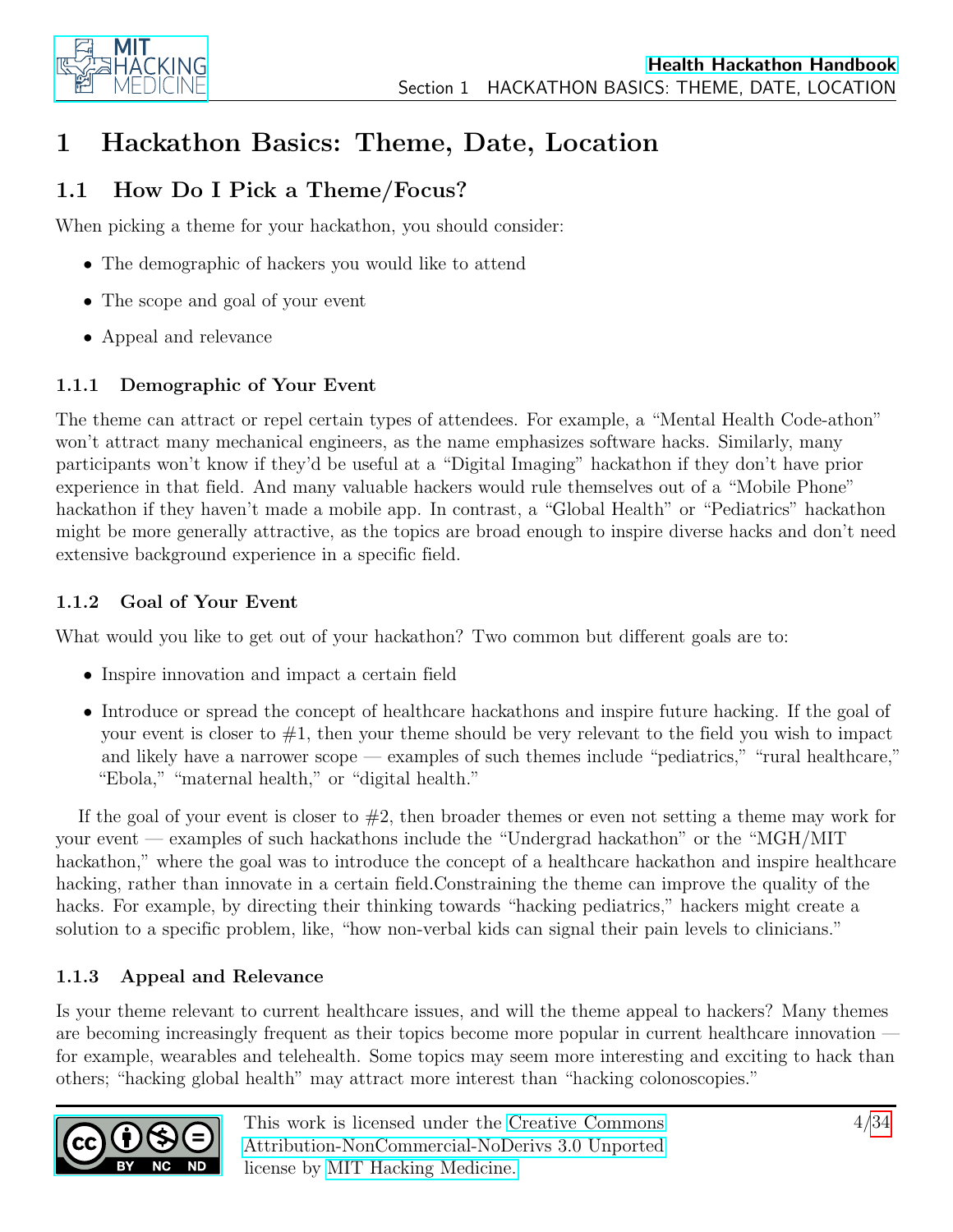# 1 Hackathon Basics: Theme, Date, Location

## 1.1 How Do I Pick a Theme/Focus?

When picking a theme for your hackathon, you should consider:

- The demographic of hackers you would like to attend
- The scope and goal of your event
- Appeal and relevance

### 1.1.1 Demographic of Your Event

The theme can attract or repel certain types of attendees. For example, a "Mental Health Code-athon" won't attract many mechanical engineers, as the name emphasizes software hacks. Similarly, many participants won't know if they'd be useful at a "Digital Imaging" hackathon if they don't have prior experience in that field. And many valuable hackers would rule themselves out of a "Mobile Phone" hackathon if they haven't made a mobile app. In contrast, a "Global Health" or "Pediatrics" hackathon might be more generally attractive, as the topics are broad enough to inspire diverse hacks and don't need extensive background experience in a specific field.

### 1.1.2 Goal of Your Event

What would you like to get out of your hackathon? Two common but different goals are to:

- Inspire innovation and impact a certain field
- Introduce or spread the concept of healthcare hackathons and inspire future hacking. If the goal of your event is closer to #1, then your theme should be very relevant to the field you wish to impact and likely have a narrower scope — examples of such themes include "pediatrics," "rural healthcare," "Ebola," "maternal health," or "digital health."

If the goal of your event is closer to #2, then broader themes or even not setting a theme may work for your event — examples of such hackathons include the "Undergrad hackathon" or the "MGH/MIT hackathon," where the goal was to introduce the concept of a healthcare hackathon and inspire healthcare hacking, rather than innovate in a certain field.Constraining the theme can improve the quality of the hacks. For example, by directing their thinking towards "hacking pediatrics," hackers might create a solution to a specific problem, like, "how non-verbal kids can signal their pain levels to clinicians."

### 1.1.3 Appeal and Relevance

Is your theme relevant to current healthcare issues, and will the theme appeal to hackers? Many themes are becoming increasingly frequent as their topics become more popular in current healthcare innovation — for example, wearables and telehealth. Some topics may seem more interesting and exciting to hack than others; "hacking global health" may attract more interest than "hacking colonoscopies."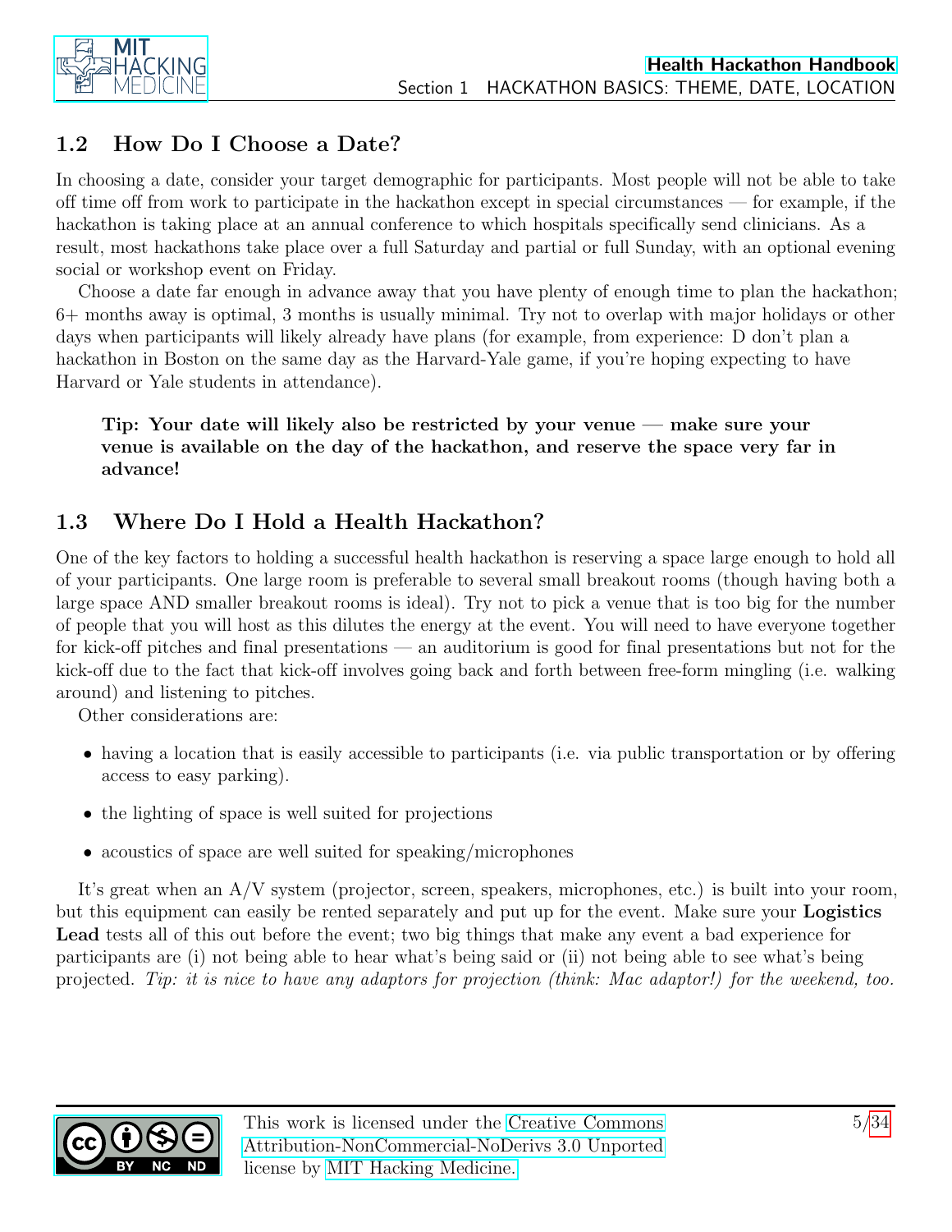## 1.2 How Do I Choose a Date?

In choosing a date, consider your target demographic for participants. Most people will not be able to take off time off from work to participate in the hackathon except in special circumstances — for example, if the hackathon is taking place at an annual conference to which hospitals specifically send clinicians. As a result, most hackathons take place over a full Saturday and partial or full Sunday, with an optional evening social or workshop event on Friday.

Choose a date far enough in advance away that you have plenty of enough time to plan the hackathon; 6+ months away is optimal, 3 months is usually minimal. Try not to overlap with major holidays or other days when participants will likely already have plans (for example, from experience: D don't plan a hackathon in Boston on the same day as the Harvard-Yale game, if you're hoping expecting to have Harvard or Yale students in attendance).

> **Tip: Your date will likely also be restricted by your venue — make sure your venue is available on the day of the hackathon, and reserve the space very far in advance!**

## 1.3 Where Do I Hold a Health Hackathon?

One of the key factors to holding a successful health hackathon is reserving a space large enough to hold all of your participants. One large room is preferable to several small breakout rooms (though having both a large space AND smaller breakout rooms is ideal). Try not to pick a venue that is too big for the number of people that you will host as this dilutes the energy at the event. You will need to have everyone together for kick-off pitches and final presentations — an auditorium is good for final presentations but not for the kick-off due to the fact that kick-off involves going back and forth between free-form mingling (i.e. walking around) and listening to pitches.

Other considerations are:

- having a location that is easily accessible to participants (i.e. via public transportation or by offering access to easy parking).
- the lighting of space is well suited for projections
- acoustics of space are well suited for speaking/microphones

It's great when an A/V system (projector, screen, speakers, microphones, etc.) is built into your room, but this equipment can easily be rented separately and put up for the event. Make sure your **Logistics Lead** tests all of this out before the event; two big things that make any event a bad experience for participants are (i) not being able to hear what's being said or (ii) not being able to see what's being projected. *Tip: it is nice to have any adaptors for projection (think: Mac adaptor!) for the weekend, too.*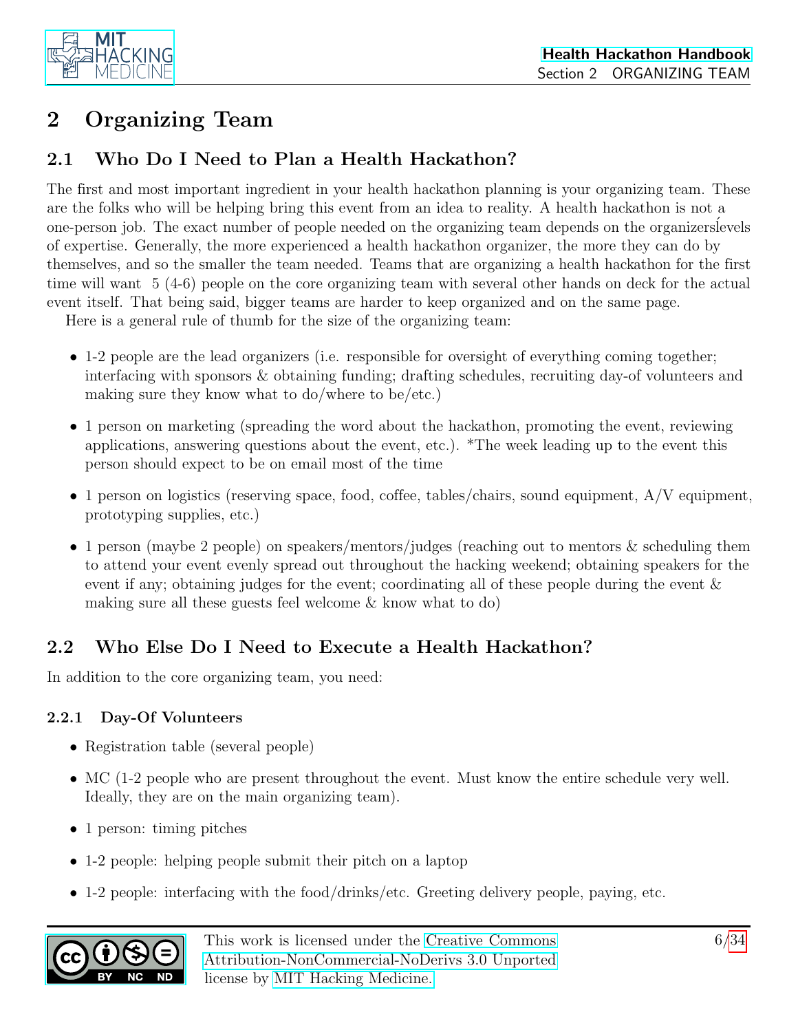# 2 Organizing Team

## 2.1 Who Do I Need to Plan a Health Hackathon?

The first and most important ingredient in your health hackathon planning is your organizing team. These are the folks who will be helping bring this event from an idea to reality. A health hackathon is not a one-person job. The exact number of people needed on the organizing team depends on the organizers' levels of expertise. Generally, the more experienced a health hackathon organizer, the more they can do by themselves, and so the smaller the team needed. Teams that are organizing a health hackathon for the first time will want 5 (4-6) people on the core organizing team with several other hands on deck for the actual event itself. That being said, bigger teams are harder to keep organized and on the same page.

Here is a general rule of thumb for the size of the organizing team:

- 1-2 people are the lead organizers (i.e. responsible for oversight of everything coming together; interfacing with sponsors & obtaining funding; drafting schedules, recruiting day-of volunteers and making sure they know what to do/where to be/etc.)
- 1 person on marketing (spreading the word about the hackathon, promoting the event, reviewing applications, answering questions about the event, etc.). *The week leading up to the event this person should expect to be on email most of the time
- 1 person on logistics (reserving space, food, coffee, tables/chairs, sound equipment, A/V equipment, prototyping supplies, etc.)
- 1 person (maybe 2 people) on speakers/mentors/judges (reaching out to mentors & scheduling them to attend your event evenly spread out throughout the hacking weekend; obtaining speakers for the event if any; obtaining judges for the event; coordinating all of these people during the event & making sure all these guests feel welcome & know what to do)

## 2.2 Who Else Do I Need to Execute a Health Hackathon?

In addition to the core organizing team, you need:

### 2.2.1 Day-Of Volunteers

- Registration table (several people)
- MC (1-2 people who are present throughout the event. Must know the entire schedule very well. Ideally, they are on the main organizing team).
- 1 person: timing pitches
- 1-2 people: helping people submit their pitch on a laptop
- 1-2 people: interfacing with the food/drinks/etc. Greeting delivery people, paying, etc.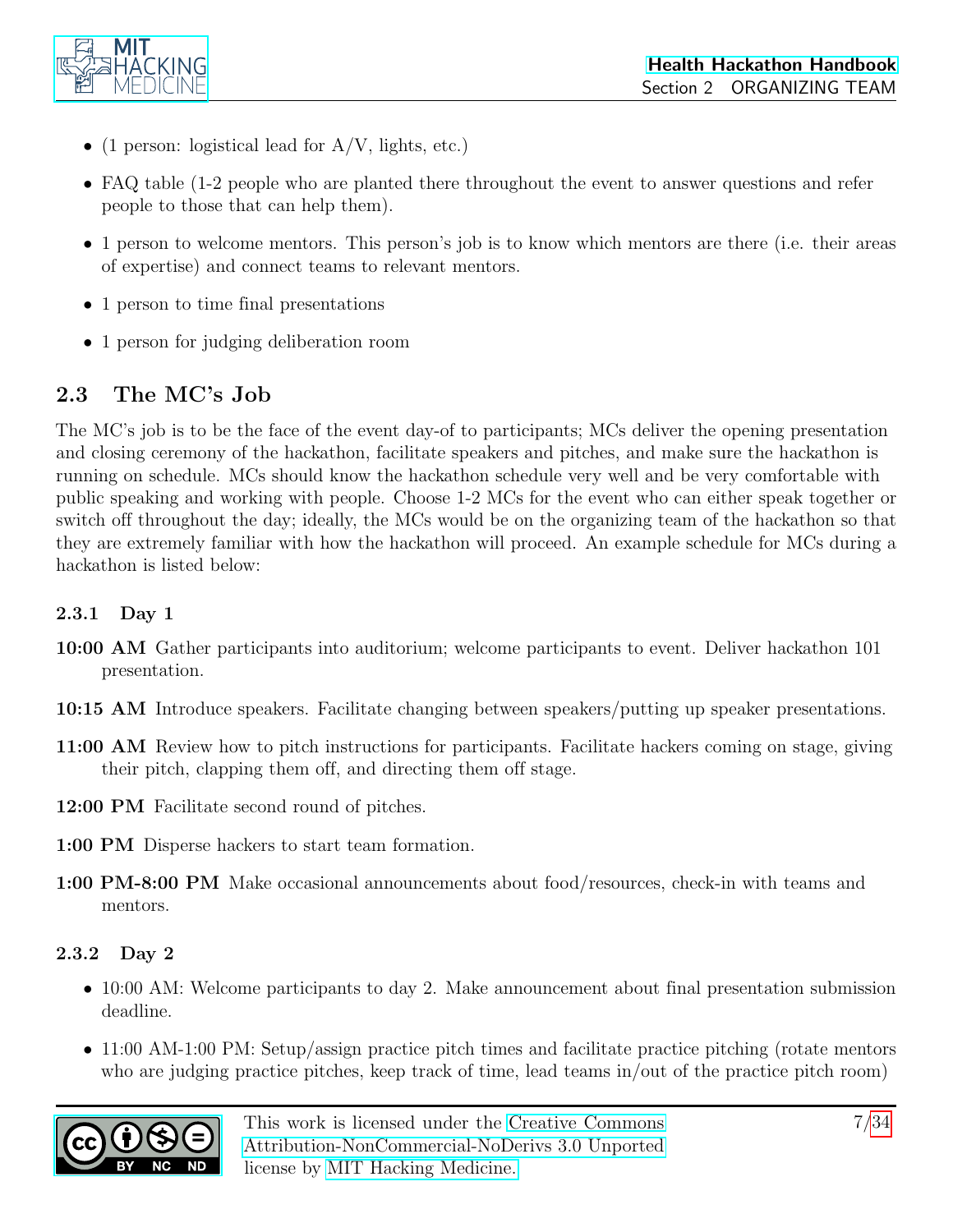- (1 person: logistical lead for A/V, lights, etc.)
- FAQ table (1-2 people who are planted there throughout the event to answer questions and refer people to those that can help them).
- 1 person to welcome mentors. This person's job is to know which mentors are there (i.e. their areas of expertise) and connect teams to relevant mentors.
- 1 person to time final presentations
- 1 person for judging deliberation room

## 2.3 The MC's Job

The MC's job is to be the face of the event day-of to participants; MCs deliver the opening presentation and closing ceremony of the hackathon, facilitate speakers and pitches, and make sure the hackathon is running on schedule. MCs should know the hackathon schedule very well and be very comfortable with public speaking and working with people. Choose 1-2 MCs for the event who can either speak together or switch off throughout the day; ideally, the MCs would be on the organizing team of the hackathon so that they are extremely familiar with how the hackathon will proceed. An example schedule for MCs during a hackathon is listed below:

### 2.3.1 Day 1

**10:00 AM** Gather participants into auditorium; welcome participants to event. Deliver hackathon 101 presentation.

**10:15 AM** Introduce speakers. Facilitate changing between speakers/putting up speaker presentations.

**11:00 AM** Review how to pitch instructions for participants. Facilitate hackers coming on stage, giving their pitch, clapping them off, and directing them off stage.

**12:00 PM** Facilitate second round of pitches.

**1:00 PM** Disperse hackers to start team formation.

**1:00 PM-8:00 PM** Make occasional announcements about food/resources, check-in with teams and mentors.

### 2.3.2 Day 2

- 10:00 AM: Welcome participants to day 2. Make announcement about final presentation submission deadline.
- 11:00 AM-1:00 PM: Setup/assign practice pitch times and facilitate practice pitching (rotate mentors who are judging practice pitches, keep track of time, lead teams in/out of the practice pitch room)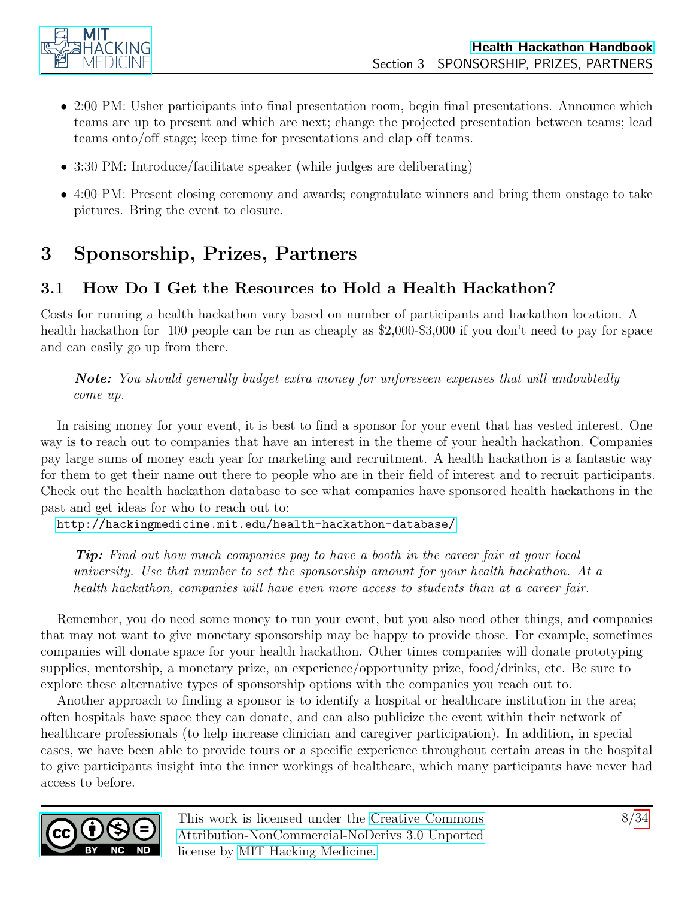- 2:00 PM: Usher participants into final presentation room, begin final presentations. Announce which teams are up to present and which are next; change the projected presentation between teams; lead teams onto/off stage; keep time for presentations and clap off teams.
- 3:30 PM: Introduce/facilitate speaker (while judges are deliberating)
- 4:00 PM: Present closing ceremony and awards; congratulate winners and bring them onstage to take pictures. Bring the event to closure.

# 3 Sponsorship, Prizes, Partners

## 3.1 How Do I Get the Resources to Hold a Health Hackathon?

Costs for running a health hackathon vary based on number of participants and hackathon location. A health hackathon for 100 people can be run as cheaply as $2,000-$3,000 if you don't need to pay for space and can easily go up from there.

> ***Note:*** *You should generally budget extra money for unforeseen expenses that will undoubtedly come up.*

In raising money for your event, it is best to find a sponsor for your event that has vested interest. One way is to reach out to companies that have an interest in the theme of your health hackathon. Companies pay large sums of money each year for marketing and recruitment. A health hackathon is a fantastic way for them to get their name out there to people who are in their field of interest and to recruit participants. Check out the health hackathon database to see what companies have sponsored health hackathons in the past and get ideas for who to reach out to:
`http://hackingmedicine.mit.edu/health-hackathon-database/`

> ***Tip:*** *Find out how much companies pay to have a booth in the career fair at your local university. Use that number to set the sponsorship amount for your health hackathon. At a health hackathon, companies will have even more access to students than at a career fair.*

Remember, you do need some money to run your event, but you also need other things, and companies that may not want to give monetary sponsorship may be happy to provide those. For example, sometimes companies will donate space for your health hackathon. Other times companies will donate prototyping supplies, mentorship, a monetary prize, an experience/opportunity prize, food/drinks, etc. Be sure to explore these alternative types of sponsorship options with the companies you reach out to.

Another approach to finding a sponsor is to identify a hospital or healthcare institution in the area; often hospitals have space they can donate, and can also publicize the event within their network of healthcare professionals (to help increase clinician and caregiver participation). In addition, in special cases, we have been able to provide tours or a specific experience throughout certain areas in the hospital to give participants insight into the inner workings of healthcare, which many participants have never had access to before.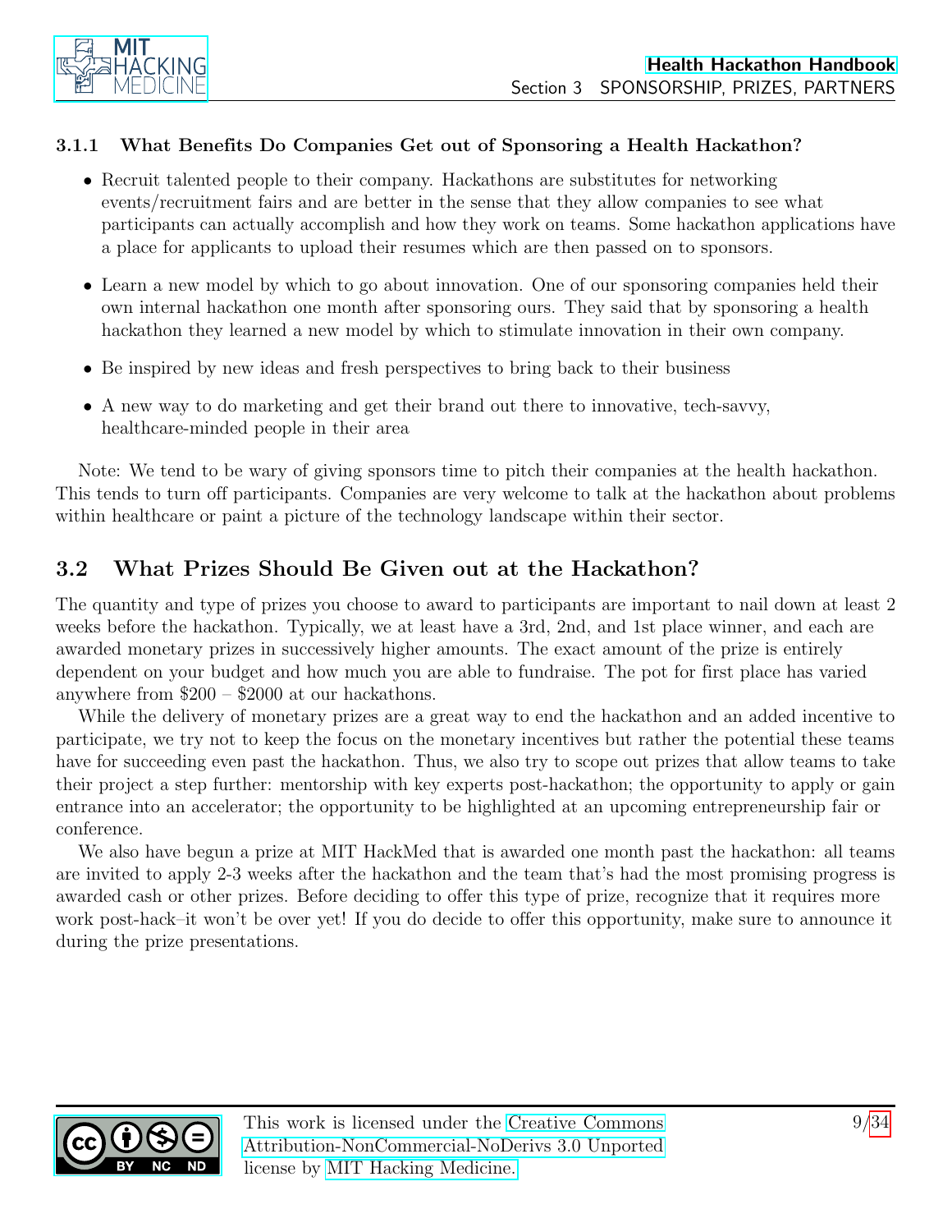#### 3.1.1 What Benefits Do Companies Get out of Sponsoring a Health Hackathon?

- Recruit talented people to their company. Hackathons are substitutes for networking events/recruitment fairs and are better in the sense that they allow companies to see what participants can actually accomplish and how they work on teams. Some hackathon applications have a place for applicants to upload their resumes which are then passed on to sponsors.
- Learn a new model by which to go about innovation. One of our sponsoring companies held their own internal hackathon one month after sponsoring ours. They said that by sponsoring a health hackathon they learned a new model by which to stimulate innovation in their own company.
- Be inspired by new ideas and fresh perspectives to bring back to their business
- A new way to do marketing and get their brand out there to innovative, tech-savvy, healthcare-minded people in their area

Note: We tend to be wary of giving sponsors time to pitch their companies at the health hackathon. This tends to turn off participants. Companies are very welcome to talk at the hackathon about problems within healthcare or paint a picture of the technology landscape within their sector.

## 3.2 What Prizes Should Be Given out at the Hackathon?

The quantity and type of prizes you choose to award to participants are important to nail down at least 2 weeks before the hackathon. Typically, we at least have a 3rd, 2nd, and 1st place winner, and each are awarded monetary prizes in successively higher amounts. The exact amount of the prize is entirely dependent on your budget and how much you are able to fundraise. The pot for first place has varied anywhere from $200 – $2000 at our hackathons.

While the delivery of monetary prizes are a great way to end the hackathon and an added incentive to participate, we try not to keep the focus on the monetary incentives but rather the potential these teams have for succeeding even past the hackathon. Thus, we also try to scope out prizes that allow teams to take their project a step further: mentorship with key experts post-hackathon; the opportunity to apply or gain entrance into an accelerator; the opportunity to be highlighted at an upcoming entrepreneurship fair or conference.

We also have begun a prize at MIT HackMed that is awarded one month past the hackathon: all teams are invited to apply 2-3 weeks after the hackathon and the team that's had the most promising progress is awarded cash or other prizes. Before deciding to offer this type of prize, recognize that it requires more work post-hack–it won't be over yet! If you do decide to offer this opportunity, make sure to announce it during the prize presentations.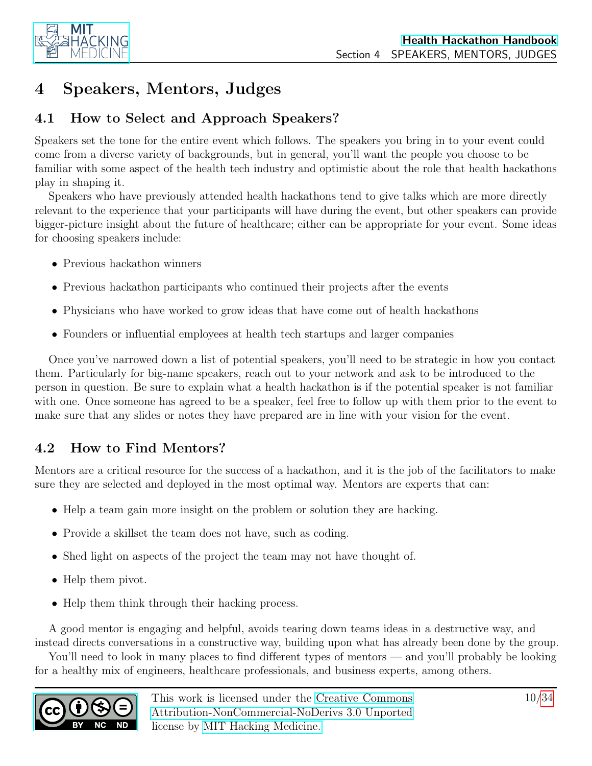# 4 Speakers, Mentors, Judges

## 4.1 How to Select and Approach Speakers?

Speakers set the tone for the entire event which follows. The speakers you bring in to your event could come from a diverse variety of backgrounds, but in general, you'll want the people you choose to be familiar with some aspect of the health tech industry and optimistic about the role that health hackathons play in shaping it.

Speakers who have previously attended health hackathons tend to give talks which are more directly relevant to the experience that your participants will have during the event, but other speakers can provide bigger-picture insight about the future of healthcare; either can be appropriate for your event. Some ideas for choosing speakers include:

- Previous hackathon winners
- Previous hackathon participants who continued their projects after the events
- Physicians who have worked to grow ideas that have come out of health hackathons
- Founders or influential employees at health tech startups and larger companies

Once you've narrowed down a list of potential speakers, you'll need to be strategic in how you contact them. Particularly for big-name speakers, reach out to your network and ask to be introduced to the person in question. Be sure to explain what a health hackathon is if the potential speaker is not familiar with one. Once someone has agreed to be a speaker, feel free to follow up with them prior to the event to make sure that any slides or notes they have prepared are in line with your vision for the event.

## 4.2 How to Find Mentors?

Mentors are a critical resource for the success of a hackathon, and it is the job of the facilitators to make sure they are selected and deployed in the most optimal way. Mentors are experts that can:

- Help a team gain more insight on the problem or solution they are hacking.
- Provide a skillset the team does not have, such as coding.
- Shed light on aspects of the project the team may not have thought of.
- Help them pivot.
- Help them think through their hacking process.

A good mentor is engaging and helpful, avoids tearing down teams ideas in a destructive way, and instead directs conversations in a constructive way, building upon what has already been done by the group.

You'll need to look in many places to find different types of mentors — and you'll probably be looking for a healthy mix of engineers, healthcare professionals, and business experts, among others.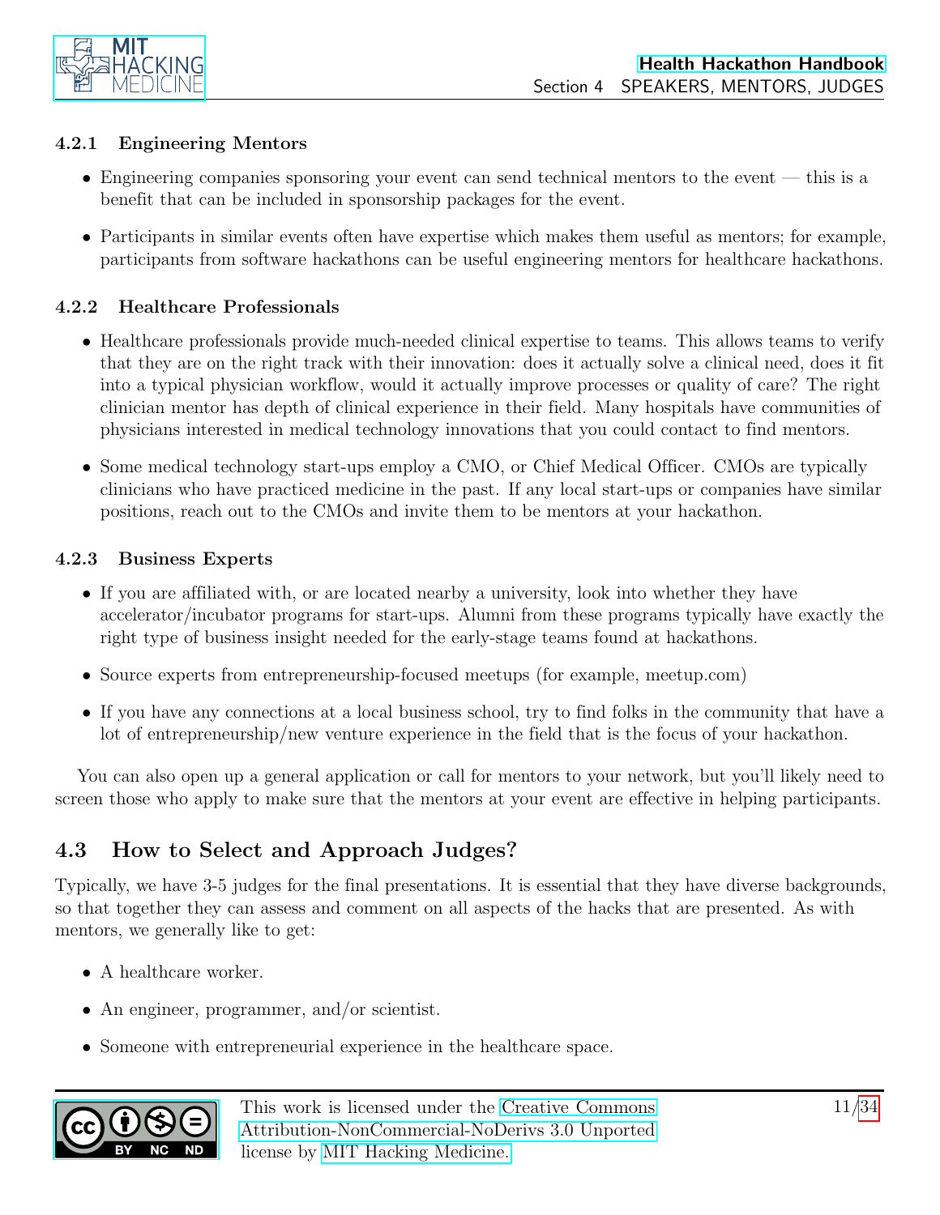#### 4.2.1 Engineering Mentors

- Engineering companies sponsoring your event can send technical mentors to the event — this is a benefit that can be included in sponsorship packages for the event.
- Participants in similar events often have expertise which makes them useful as mentors; for example, participants from software hackathons can be useful engineering mentors for healthcare hackathons.

#### 4.2.2 Healthcare Professionals

- Healthcare professionals provide much-needed clinical expertise to teams. This allows teams to verify that they are on the right track with their innovation: does it actually solve a clinical need, does it fit into a typical physician workflow, would it actually improve processes or quality of care? The right clinician mentor has depth of clinical experience in their field. Many hospitals have communities of physicians interested in medical technology innovations that you could contact to find mentors.
- Some medical technology start-ups employ a CMO, or Chief Medical Officer. CMOs are typically clinicians who have practiced medicine in the past. If any local start-ups or companies have similar positions, reach out to the CMOs and invite them to be mentors at your hackathon.

#### 4.2.3 Business Experts

- If you are affiliated with, or are located nearby a university, look into whether they have accelerator/incubator programs for start-ups. Alumni from these programs typically have exactly the right type of business insight needed for the early-stage teams found at hackathons.
- Source experts from entrepreneurship-focused meetups (for example, meetup.com)
- If you have any connections at a local business school, try to find folks in the community that have a lot of entrepreneurship/new venture experience in the field that is the focus of your hackathon.

You can also open up a general application or call for mentors to your network, but you'll likely need to screen those who apply to make sure that the mentors at your event are effective in helping participants.

## 4.3 How to Select and Approach Judges?

Typically, we have 3-5 judges for the final presentations. It is essential that they have diverse backgrounds, so that together they can assess and comment on all aspects of the hacks that are presented. As with mentors, we generally like to get:

- A healthcare worker.
- An engineer, programmer, and/or scientist.
- Someone with entrepreneurial experience in the healthcare space.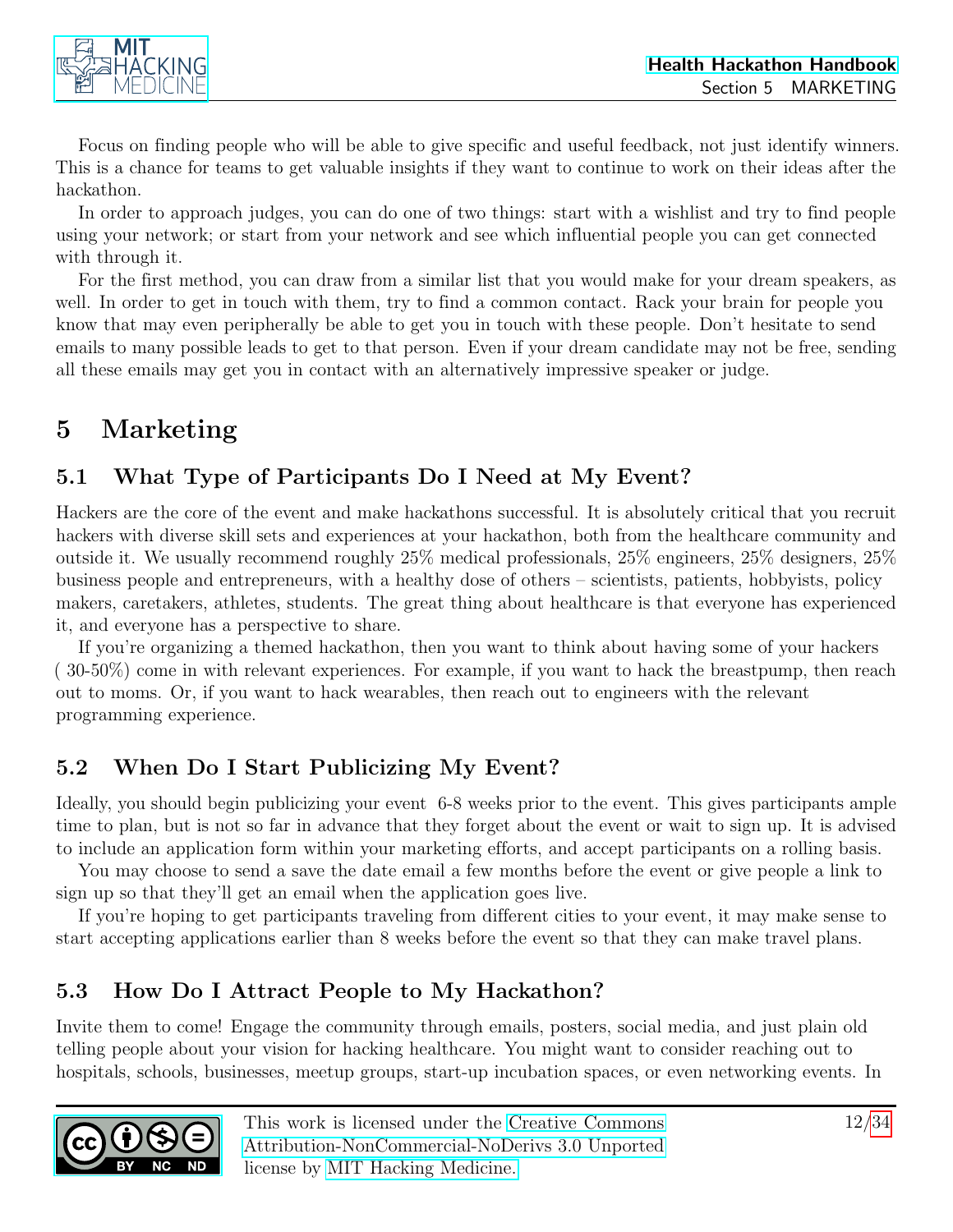Focus on finding people who will be able to give specific and useful feedback, not just identify winners. This is a chance for teams to get valuable insights if they want to continue to work on their ideas after the hackathon.

In order to approach judges, you can do one of two things: start with a wishlist and try to find people using your network; or start from your network and see which influential people you can get connected with through it.

For the first method, you can draw from a similar list that you would make for your dream speakers, as well. In order to get in touch with them, try to find a common contact. Rack your brain for people you know that may even peripherally be able to get you in touch with these people. Don't hesitate to send emails to many possible leads to get to that person. Even if your dream candidate may not be free, sending all these emails may get you in contact with an alternatively impressive speaker or judge.

# 5 Marketing

## 5.1 What Type of Participants Do I Need at My Event?

Hackers are the core of the event and make hackathons successful. It is absolutely critical that you recruit hackers with diverse skill sets and experiences at your hackathon, both from the healthcare community and outside it. We usually recommend roughly 25% medical professionals, 25% engineers, 25% designers, 25% business people and entrepreneurs, with a healthy dose of others – scientists, patients, hobbyists, policy makers, caretakers, athletes, students. The great thing about healthcare is that everyone has experienced it, and everyone has a perspective to share.

If you're organizing a themed hackathon, then you want to think about having some of your hackers ( 30-50%) come in with relevant experiences. For example, if you want to hack the breastpump, then reach out to moms. Or, if you want to hack wearables, then reach out to engineers with the relevant programming experience.

## 5.2 When Do I Start Publicizing My Event?

Ideally, you should begin publicizing your event 6-8 weeks prior to the event. This gives participants ample time to plan, but is not so far in advance that they forget about the event or wait to sign up. It is advised to include an application form within your marketing efforts, and accept participants on a rolling basis.

You may choose to send a save the date email a few months before the event or give people a link to sign up so that they'll get an email when the application goes live.

If you're hoping to get participants traveling from different cities to your event, it may make sense to start accepting applications earlier than 8 weeks before the event so that they can make travel plans.

## 5.3 How Do I Attract People to My Hackathon?

Invite them to come! Engage the community through emails, posters, social media, and just plain old telling people about your vision for hacking healthcare. You might want to consider reaching out to hospitals, schools, businesses, meetup groups, start-up incubation spaces, or even networking events. In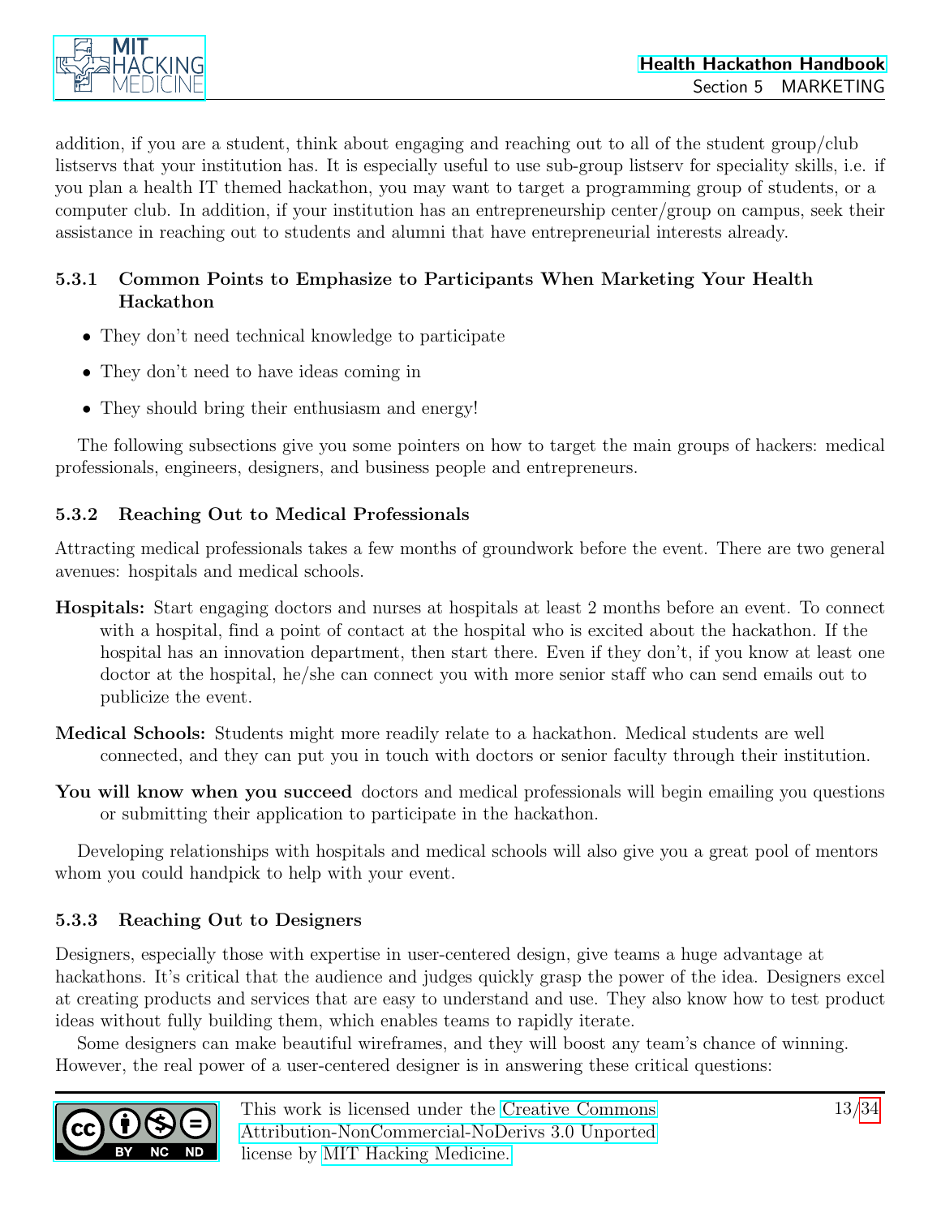addition, if you are a student, think about engaging and reaching out to all of the student group/club listservs that your institution has. It is especially useful to use sub-group listserv for speciality skills, i.e. if you plan a health IT themed hackathon, you may want to target a programming group of students, or a computer club. In addition, if your institution has an entrepreneurship center/group on campus, seek their assistance in reaching out to students and alumni that have entrepreneurial interests already.

### 5.3.1 Common Points to Emphasize to Participants When Marketing Your Health Hackathon

- They don't need technical knowledge to participate
- They don't need to have ideas coming in
- They should bring their enthusiasm and energy!

The following subsections give you some pointers on how to target the main groups of hackers: medical professionals, engineers, designers, and business people and entrepreneurs.

### 5.3.2 Reaching Out to Medical Professionals

Attracting medical professionals takes a few months of groundwork before the event. There are two general avenues: hospitals and medical schools.

**Hospitals:** Start engaging doctors and nurses at hospitals at least 2 months before an event. To connect with a hospital, find a point of contact at the hospital who is excited about the hackathon. If the hospital has an innovation department, then start there. Even if they don't, if you know at least one doctor at the hospital, he/she can connect you with more senior staff who can send emails out to publicize the event.

**Medical Schools:** Students might more readily relate to a hackathon. Medical students are well connected, and they can put you in touch with doctors or senior faculty through their institution.

**You will know when you succeed** doctors and medical professionals will begin emailing you questions or submitting their application to participate in the hackathon.

Developing relationships with hospitals and medical schools will also give you a great pool of mentors whom you could handpick to help with your event.

### 5.3.3 Reaching Out to Designers

Designers, especially those with expertise in user-centered design, give teams a huge advantage at hackathons. It's critical that the audience and judges quickly grasp the power of the idea. Designers excel at creating products and services that are easy to understand and use. They also know how to test product ideas without fully building them, which enables teams to rapidly iterate.

Some designers can make beautiful wireframes, and they will boost any team's chance of winning. However, the real power of a user-centered designer is in answering these critical questions: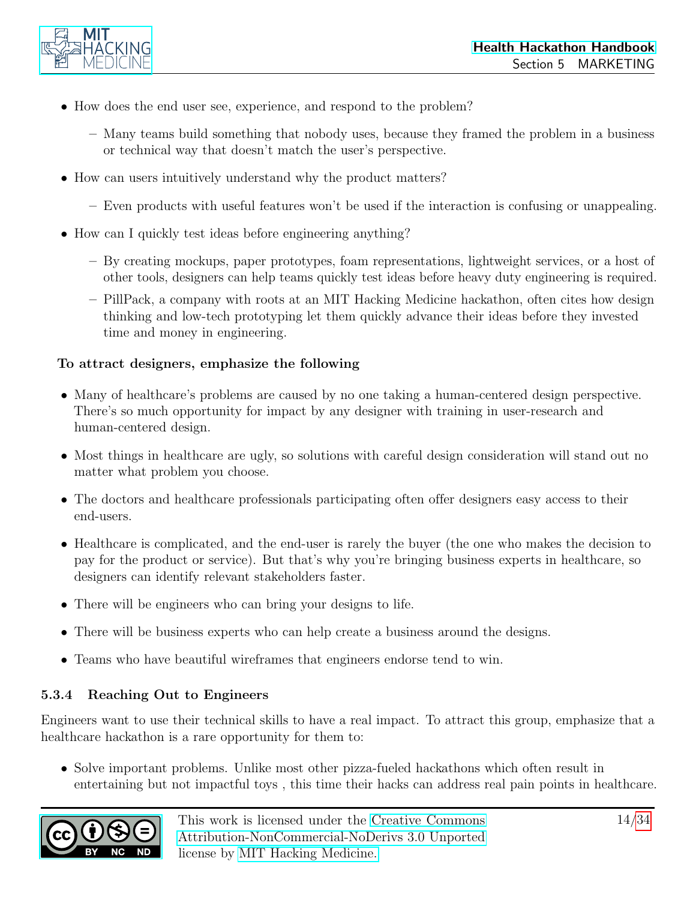- How does the end user see, experience, and respond to the problem?
  - Many teams build something that nobody uses, because they framed the problem in a business or technical way that doesn't match the user's perspective.
- How can users intuitively understand why the product matters?
  - Even products with useful features won't be used if the interaction is confusing or unappealing.
- How can I quickly test ideas before engineering anything?
  - By creating mockups, paper prototypes, foam representations, lightweight services, or a host of other tools, designers can help teams quickly test ideas before heavy duty engineering is required.
  - PillPack, a company with roots at an MIT Hacking Medicine hackathon, often cites how design thinking and low-tech prototyping let them quickly advance their ideas before they invested time and money in engineering.

**To attract designers, emphasize the following**

- Many of healthcare's problems are caused by no one taking a human-centered design perspective. There's so much opportunity for impact by any designer with training in user-research and human-centered design.
- Most things in healthcare are ugly, so solutions with careful design consideration will stand out no matter what problem you choose.
- The doctors and healthcare professionals participating often offer designers easy access to their end-users.
- Healthcare is complicated, and the end-user is rarely the buyer (the one who makes the decision to pay for the product or service). But that's why you're bringing business experts in healthcare, so designers can identify relevant stakeholders faster.
- There will be engineers who can bring your designs to life.
- There will be business experts who can help create a business around the designs.
- Teams who have beautiful wireframes that engineers endorse tend to win.

### 5.3.4 Reaching Out to Engineers

Engineers want to use their technical skills to have a real impact. To attract this group, emphasize that a healthcare hackathon is a rare opportunity for them to:

- Solve important problems. Unlike most other pizza-fueled hackathons which often result in entertaining but not impactful toys , this time their hacks can address real pain points in healthcare.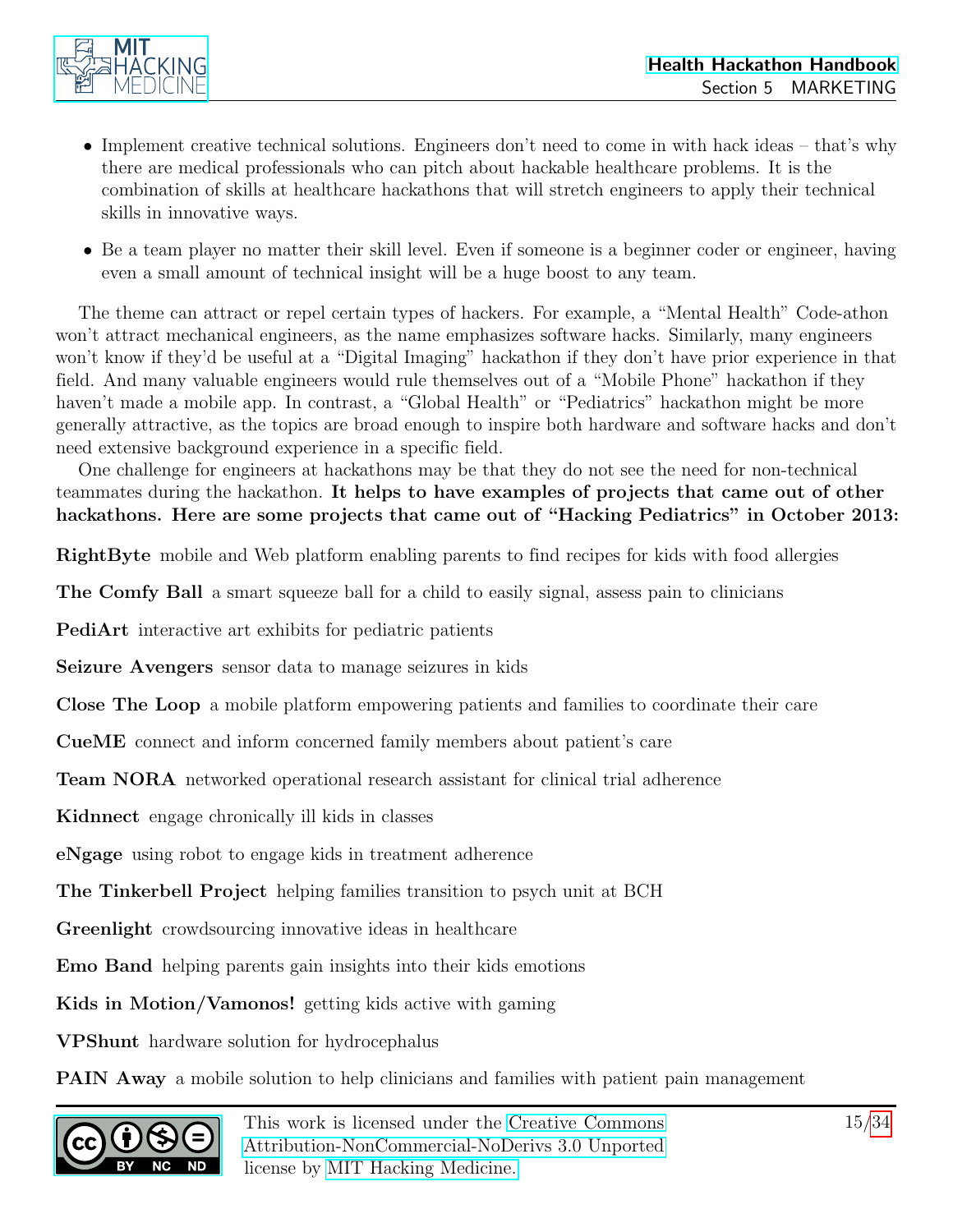- Implement creative technical solutions. Engineers don't need to come in with hack ideas – that's why there are medical professionals who can pitch about hackable healthcare problems. It is the combination of skills at healthcare hackathons that will stretch engineers to apply their technical skills in innovative ways.
- Be a team player no matter their skill level. Even if someone is a beginner coder or engineer, having even a small amount of technical insight will be a huge boost to any team.

The theme can attract or repel certain types of hackers. For example, a "Mental Health" Code-athon won't attract mechanical engineers, as the name emphasizes software hacks. Similarly, many engineers won't know if they'd be useful at a "Digital Imaging" hackathon if they don't have prior experience in that field. And many valuable engineers would rule themselves out of a "Mobile Phone" hackathon if they haven't made a mobile app. In contrast, a "Global Health" or "Pediatrics" hackathon might be more generally attractive, as the topics are broad enough to inspire both hardware and software hacks and don't need extensive background experience in a specific field.

One challenge for engineers at hackathons may be that they do not see the need for non-technical teammates during the hackathon. **It helps to have examples of projects that came out of other hackathons. Here are some projects that came out of "Hacking Pediatrics" in October 2013:**

**RightByte** mobile and Web platform enabling parents to find recipes for kids with food allergies

**The Comfy Ball** a smart squeeze ball for a child to easily signal, assess pain to clinicians

**PediArt** interactive art exhibits for pediatric patients

**Seizure Avengers** sensor data to manage seizures in kids

**Close The Loop** a mobile platform empowering patients and families to coordinate their care

**CueME** connect and inform concerned family members about patient's care

**Team NORA** networked operational research assistant for clinical trial adherence

**Kidnnect** engage chronically ill kids in classes

**eNgage** using robot to engage kids in treatment adherence

**The Tinkerbell Project** helping families transition to psych unit at BCH

**Greenlight** crowdsourcing innovative ideas in healthcare

**Emo Band** helping parents gain insights into their kids emotions

**Kids in Motion/Vamonos!** getting kids active with gaming

**VPShunt** hardware solution for hydrocephalus

**PAIN Away** a mobile solution to help clinicians and families with patient pain management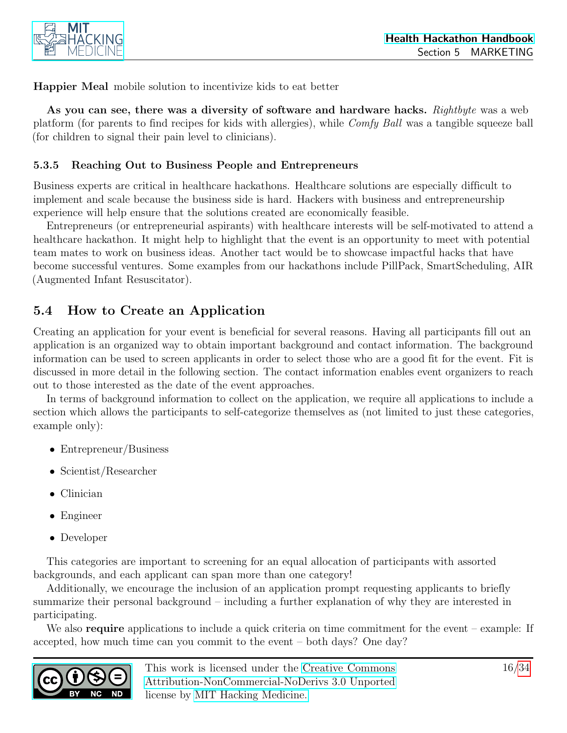**Happier Meal** mobile solution to incentivize kids to eat better

**As you can see, there was a diversity of software and hardware hacks.** *Rightbyte* was a web platform (for parents to find recipes for kids with allergies), while *Comfy Ball* was a tangible squeeze ball (for children to signal their pain level to clinicians).

#### 5.3.5 Reaching Out to Business People and Entrepreneurs

Business experts are critical in healthcare hackathons. Healthcare solutions are especially difficult to implement and scale because the business side is hard. Hackers with business and entrepreneurship experience will help ensure that the solutions created are economically feasible.

Entrepreneurs (or entrepreneurial aspirants) with healthcare interests will be self-motivated to attend a healthcare hackathon. It might help to highlight that the event is an opportunity to meet with potential team mates to work on business ideas. Another tact would be to showcase impactful hacks that have become successful ventures. Some examples from our hackathons include PillPack, SmartScheduling, AIR (Augmented Infant Resuscitator).

## 5.4 How to Create an Application

Creating an application for your event is beneficial for several reasons. Having all participants fill out an application is an organized way to obtain important background and contact information. The background information can be used to screen applicants in order to select those who are a good fit for the event. Fit is discussed in more detail in the following section. The contact information enables event organizers to reach out to those interested as the date of the event approaches.

In terms of background information to collect on the application, we require all applications to include a section which allows the participants to self-categorize themselves as (not limited to just these categories, example only):

- Entrepreneur/Business
- Scientist/Researcher
- Clinician
- Engineer
- Developer

This categories are important to screening for an equal allocation of participants with assorted backgrounds, and each applicant can span more than one category!

Additionally, we encourage the inclusion of an application prompt requesting applicants to briefly summarize their personal background – including a further explanation of why they are interested in participating.

We also **require** applications to include a quick criteria on time commitment for the event – example: If accepted, how much time can you commit to the event – both days? One day?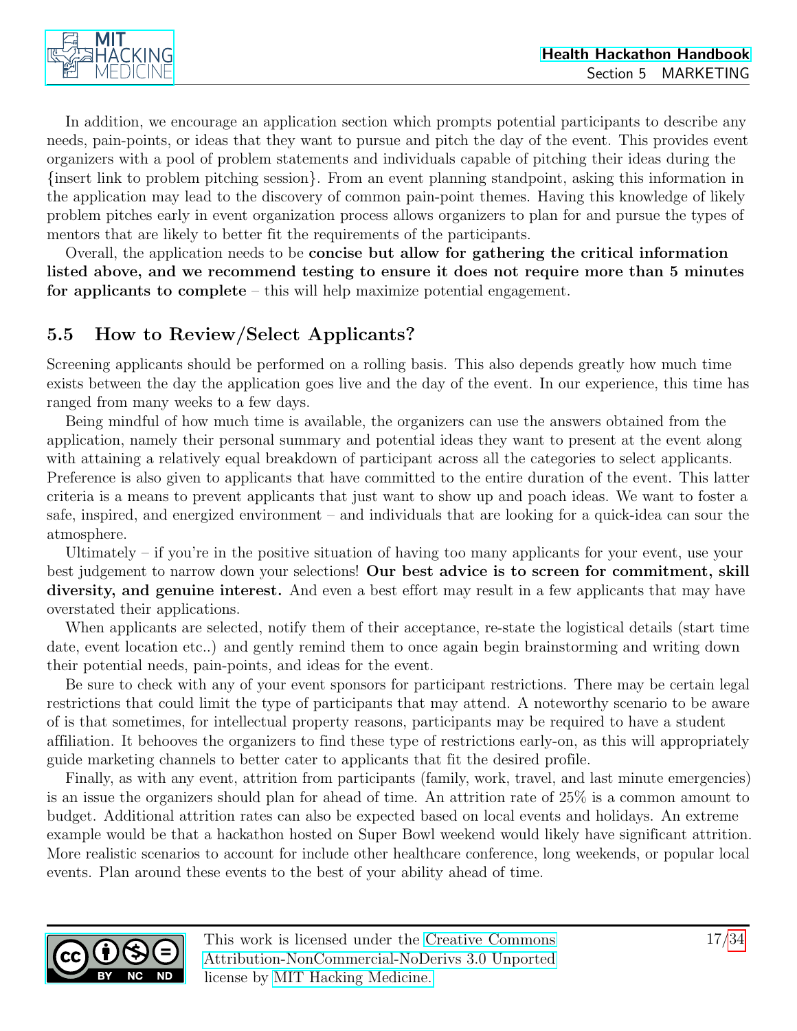In addition, we encourage an application section which prompts potential participants to describe any needs, pain-points, or ideas that they want to pursue and pitch the day of the event. This provides event organizers with a pool of problem statements and individuals capable of pitching their ideas during the {insert link to problem pitching session}. From an event planning standpoint, asking this information in the application may lead to the discovery of common pain-point themes. Having this knowledge of likely problem pitches early in event organization process allows organizers to plan for and pursue the types of mentors that are likely to better fit the requirements of the participants.

Overall, the application needs to be **concise but allow for gathering the critical information listed above, and we recommend testing to ensure it does not require more than 5 minutes for applicants to complete** – this will help maximize potential engagement.

## 5.5 How to Review/Select Applicants?

Screening applicants should be performed on a rolling basis. This also depends greatly how much time exists between the day the application goes live and the day of the event. In our experience, this time has ranged from many weeks to a few days.

Being mindful of how much time is available, the organizers can use the answers obtained from the application, namely their personal summary and potential ideas they want to present at the event along with attaining a relatively equal breakdown of participant across all the categories to select applicants. Preference is also given to applicants that have committed to the entire duration of the event. This latter criteria is a means to prevent applicants that just want to show up and poach ideas. We want to foster a safe, inspired, and energized environment – and individuals that are looking for a quick-idea can sour the atmosphere.

Ultimately – if you're in the positive situation of having too many applicants for your event, use your best judgement to narrow down your selections! **Our best advice is to screen for commitment, skill diversity, and genuine interest.** And even a best effort may result in a few applicants that may have overstated their applications.

When applicants are selected, notify them of their acceptance, re-state the logistical details (start time date, event location etc..) and gently remind them to once again begin brainstorming and writing down their potential needs, pain-points, and ideas for the event.

Be sure to check with any of your event sponsors for participant restrictions. There may be certain legal restrictions that could limit the type of participants that may attend. A noteworthy scenario to be aware of is that sometimes, for intellectual property reasons, participants may be required to have a student affiliation. It behooves the organizers to find these type of restrictions early-on, as this will appropriately guide marketing channels to better cater to applicants that fit the desired profile.

Finally, as with any event, attrition from participants (family, work, travel, and last minute emergencies) is an issue the organizers should plan for ahead of time. An attrition rate of 25% is a common amount to budget. Additional attrition rates can also be expected based on local events and holidays. An extreme example would be that a hackathon hosted on Super Bowl weekend would likely have significant attrition. More realistic scenarios to account for include other healthcare conference, long weekends, or popular local events. Plan around these events to the best of your ability ahead of time.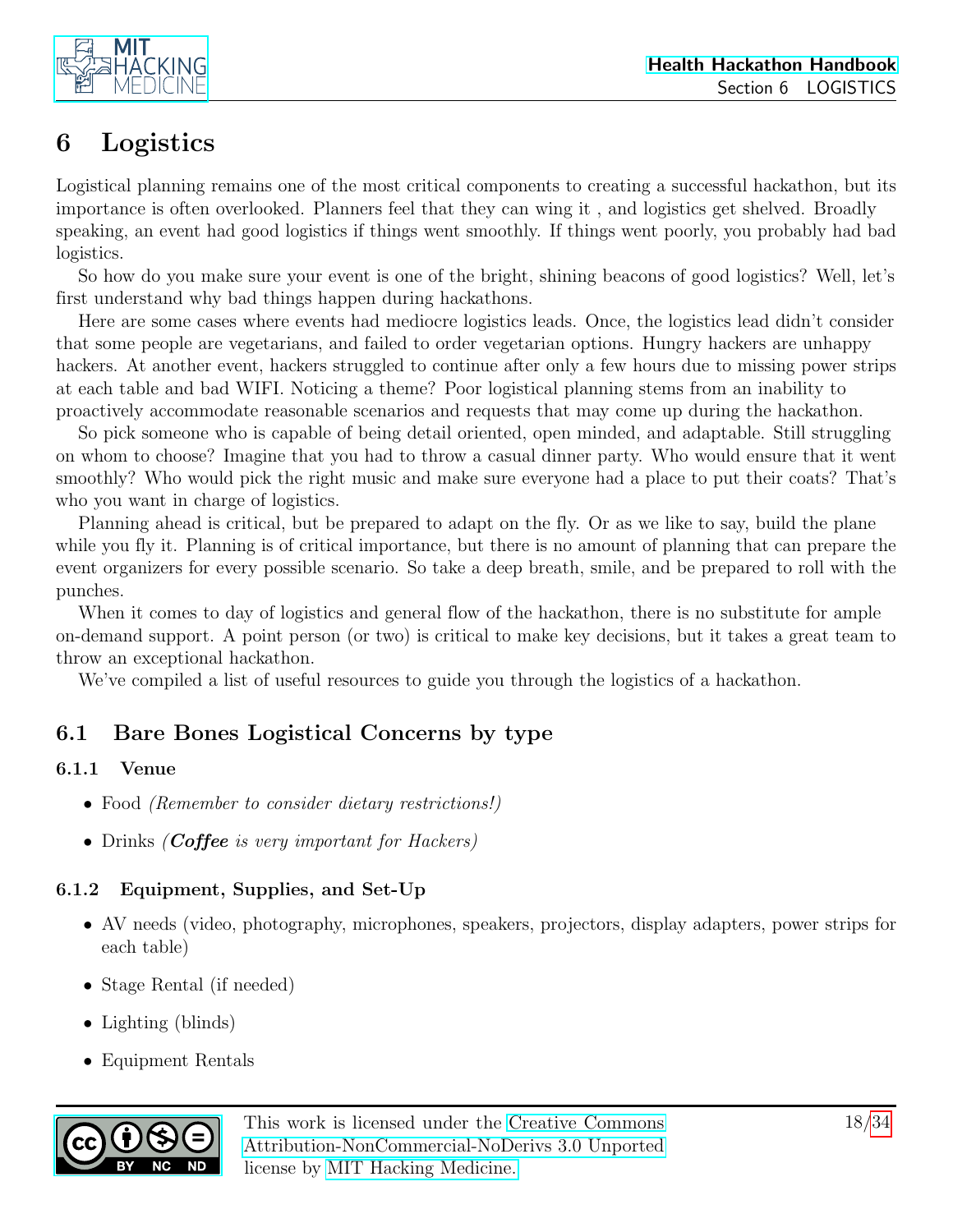# 6 Logistics

Logistical planning remains one of the most critical components to creating a successful hackathon, but its importance is often overlooked. Planners feel that they can wing it , and logistics get shelved. Broadly speaking, an event had good logistics if things went smoothly. If things went poorly, you probably had bad logistics.

So how do you make sure your event is one of the bright, shining beacons of good logistics? Well, let's first understand why bad things happen during hackathons.

Here are some cases where events had mediocre logistics leads. Once, the logistics lead didn't consider that some people are vegetarians, and failed to order vegetarian options. Hungry hackers are unhappy hackers. At another event, hackers struggled to continue after only a few hours due to missing power strips at each table and bad WIFI. Noticing a theme? Poor logistical planning stems from an inability to proactively accommodate reasonable scenarios and requests that may come up during the hackathon.

So pick someone who is capable of being detail oriented, open minded, and adaptable. Still struggling on whom to choose? Imagine that you had to throw a casual dinner party. Who would ensure that it went smoothly? Who would pick the right music and make sure everyone had a place to put their coats? That's who you want in charge of logistics.

Planning ahead is critical, but be prepared to adapt on the fly. Or as we like to say, build the plane while you fly it. Planning is of critical importance, but there is no amount of planning that can prepare the event organizers for every possible scenario. So take a deep breath, smile, and be prepared to roll with the punches.

When it comes to day of logistics and general flow of the hackathon, there is no substitute for ample on-demand support. A point person (or two) is critical to make key decisions, but it takes a great team to throw an exceptional hackathon.

We've compiled a list of useful resources to guide you through the logistics of a hackathon.

## 6.1 Bare Bones Logistical Concerns by type

### 6.1.1 Venue

- Food *(Remember to consider dietary restrictions!)*
- Drinks *(**Coffee** is very important for Hackers)*

### 6.1.2 Equipment, Supplies, and Set-Up

- AV needs (video, photography, microphones, speakers, projectors, display adapters, power strips for each table)
- Stage Rental (if needed)
- Lighting (blinds)
- Equipment Rentals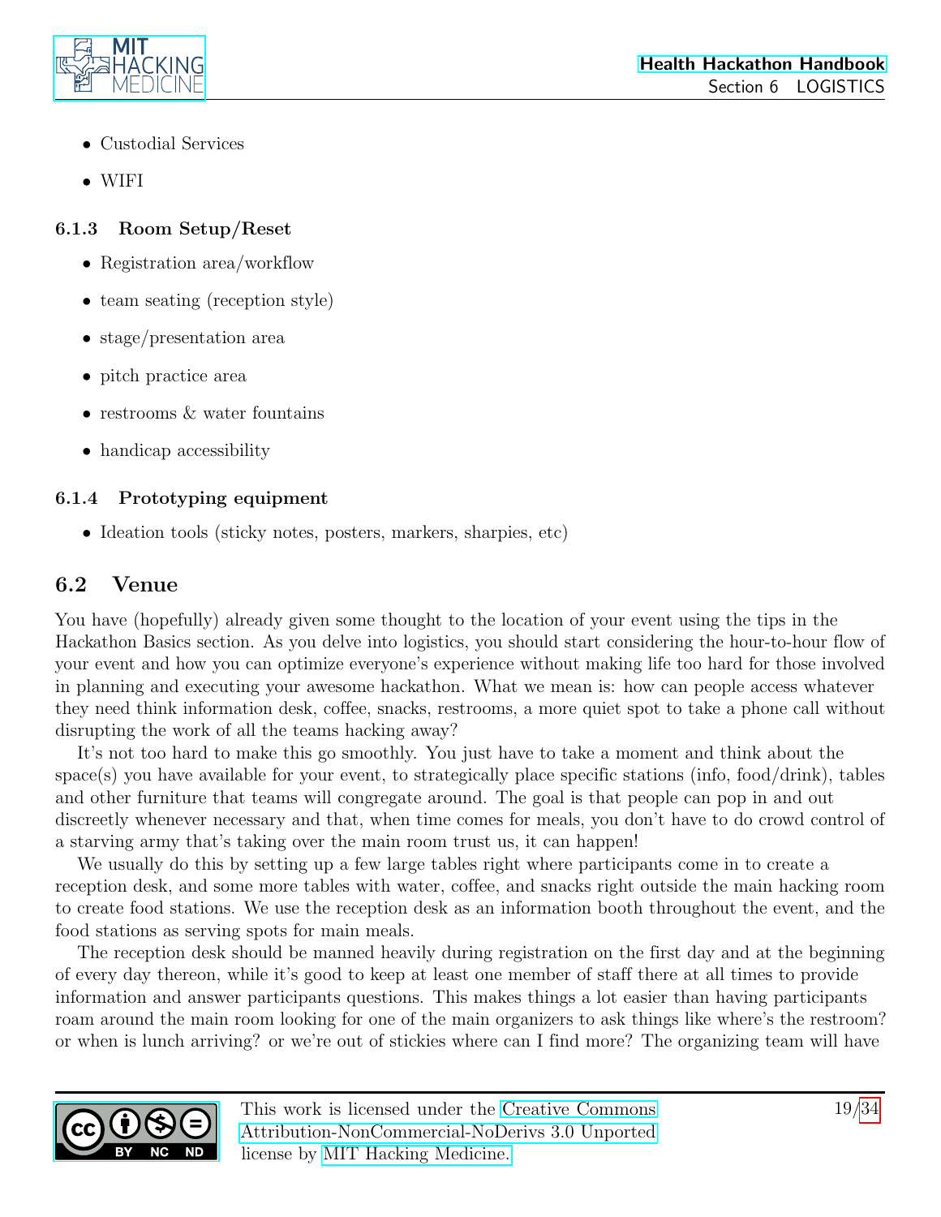- Custodial Services
- WIFI

### 6.1.3 Room Setup/Reset

- Registration area/workflow
- team seating (reception style)
- stage/presentation area
- pitch practice area
- restrooms & water fountains
- handicap accessibility

### 6.1.4 Prototyping equipment

- Ideation tools (sticky notes, posters, markers, sharpies, etc)

## 6.2 Venue

You have (hopefully) already given some thought to the location of your event using the tips in the Hackathon Basics section. As you delve into logistics, you should start considering the hour-to-hour flow of your event and how you can optimize everyone's experience without making life too hard for those involved in planning and executing your awesome hackathon. What we mean is: how can people access whatever they need think information desk, coffee, snacks, restrooms, a more quiet spot to take a phone call without disrupting the work of all the teams hacking away?

It's not too hard to make this go smoothly. You just have to take a moment and think about the space(s) you have available for your event, to strategically place specific stations (info, food/drink), tables and other furniture that teams will congregate around. The goal is that people can pop in and out discreetly whenever necessary and that, when time comes for meals, you don't have to do crowd control of a starving army that's taking over the main room trust us, it can happen!

We usually do this by setting up a few large tables right where participants come in to create a reception desk, and some more tables with water, coffee, and snacks right outside the main hacking room to create food stations. We use the reception desk as an information booth throughout the event, and the food stations as serving spots for main meals.

The reception desk should be manned heavily during registration on the first day and at the beginning of every day thereon, while it's good to keep at least one member of staff there at all times to provide information and answer participants questions. This makes things a lot easier than having participants roam around the main room looking for one of the main organizers to ask things like where's the restroom? or when is lunch arriving? or we're out of stickies where can I find more? The organizing team will have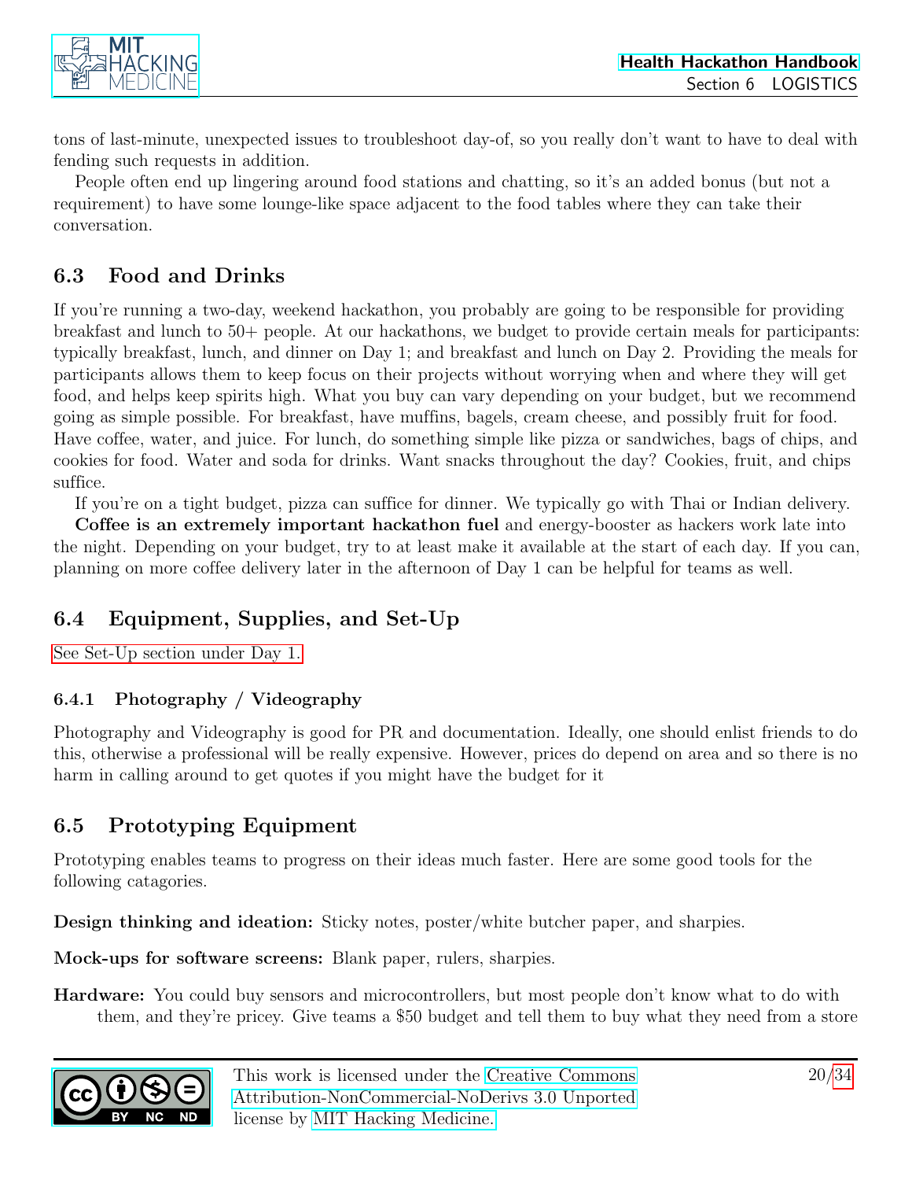tons of last-minute, unexpected issues to troubleshoot day-of, so you really don't want to have to deal with fending such requests in addition.

People often end up lingering around food stations and chatting, so it's an added bonus (but not a requirement) to have some lounge-like space adjacent to the food tables where they can take their conversation.

## 6.3 Food and Drinks

If you're running a two-day, weekend hackathon, you probably are going to be responsible for providing breakfast and lunch to 50+ people. At our hackathons, we budget to provide certain meals for participants: typically breakfast, lunch, and dinner on Day 1; and breakfast and lunch on Day 2. Providing the meals for participants allows them to keep focus on their projects without worrying when and where they will get food, and helps keep spirits high. What you buy can vary depending on your budget, but we recommend going as simple possible. For breakfast, have muffins, bagels, cream cheese, and possibly fruit for food. Have coffee, water, and juice. For lunch, do something simple like pizza or sandwiches, bags of chips, and cookies for food. Water and soda for drinks. Want snacks throughout the day? Cookies, fruit, and chips suffice.

If you're on a tight budget, pizza can suffice for dinner. We typically go with Thai or Indian delivery.

**Coffee is an extremely important hackathon fuel** and energy-booster as hackers work late into the night. Depending on your budget, try to at least make it available at the start of each day. If you can, planning on more coffee delivery later in the afternoon of Day 1 can be helpful for teams as well.

## 6.4 Equipment, Supplies, and Set-Up

See Set-Up section under Day 1.

### 6.4.1 Photography / Videography

Photography and Videography is good for PR and documentation. Ideally, one should enlist friends to do this, otherwise a professional will be really expensive. However, prices do depend on area and so there is no harm in calling around to get quotes if you might have the budget for it

## 6.5 Prototyping Equipment

Prototyping enables teams to progress on their ideas much faster. Here are some good tools for the following catagories.

**Design thinking and ideation:** Sticky notes, poster/white butcher paper, and sharpies.

**Mock-ups for software screens:** Blank paper, rulers, sharpies.

**Hardware:** You could buy sensors and microcontrollers, but most people don't know what to do with them, and they're pricey. Give teams a $50 budget and tell them to buy what they need from a store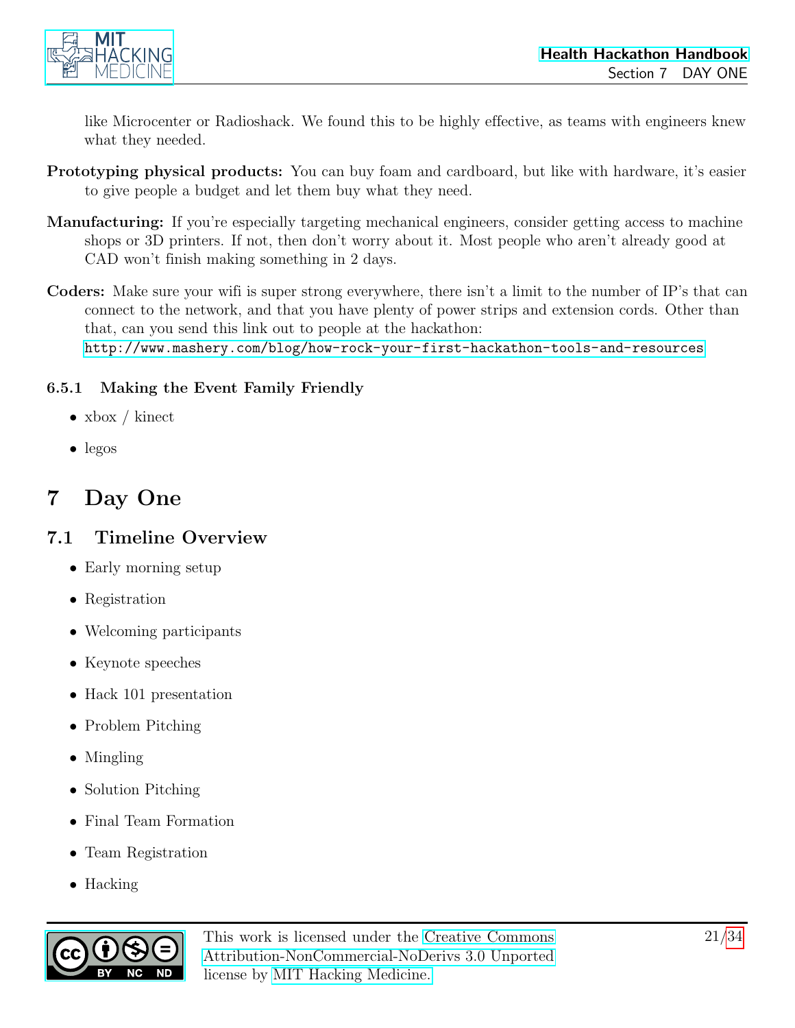like Microcenter or Radioshack. We found this to be highly effective, as teams with engineers knew what they needed.

**Prototyping physical products:** You can buy foam and cardboard, but like with hardware, it's easier to give people a budget and let them buy what they need.

**Manufacturing:** If you're especially targeting mechanical engineers, consider getting access to machine shops or 3D printers. If not, then don't worry about it. Most people who aren't already good at CAD won't finish making something in 2 days.

**Coders:** Make sure your wifi is super strong everywhere, there isn't a limit to the number of IP's that can connect to the network, and that you have plenty of power strips and extension cords. Other than that, can you send this link out to people at the hackathon:
http://www.mashery.com/blog/how-rock-your-first-hackathon-tools-and-resources

### 6.5.1 Making the Event Family Friendly

- xbox / kinect
- legos

# 7 Day One

## 7.1 Timeline Overview

- Early morning setup
- Registration
- Welcoming participants
- Keynote speeches
- Hack 101 presentation
- Problem Pitching
- Mingling
- Solution Pitching
- Final Team Formation
- Team Registration
- Hacking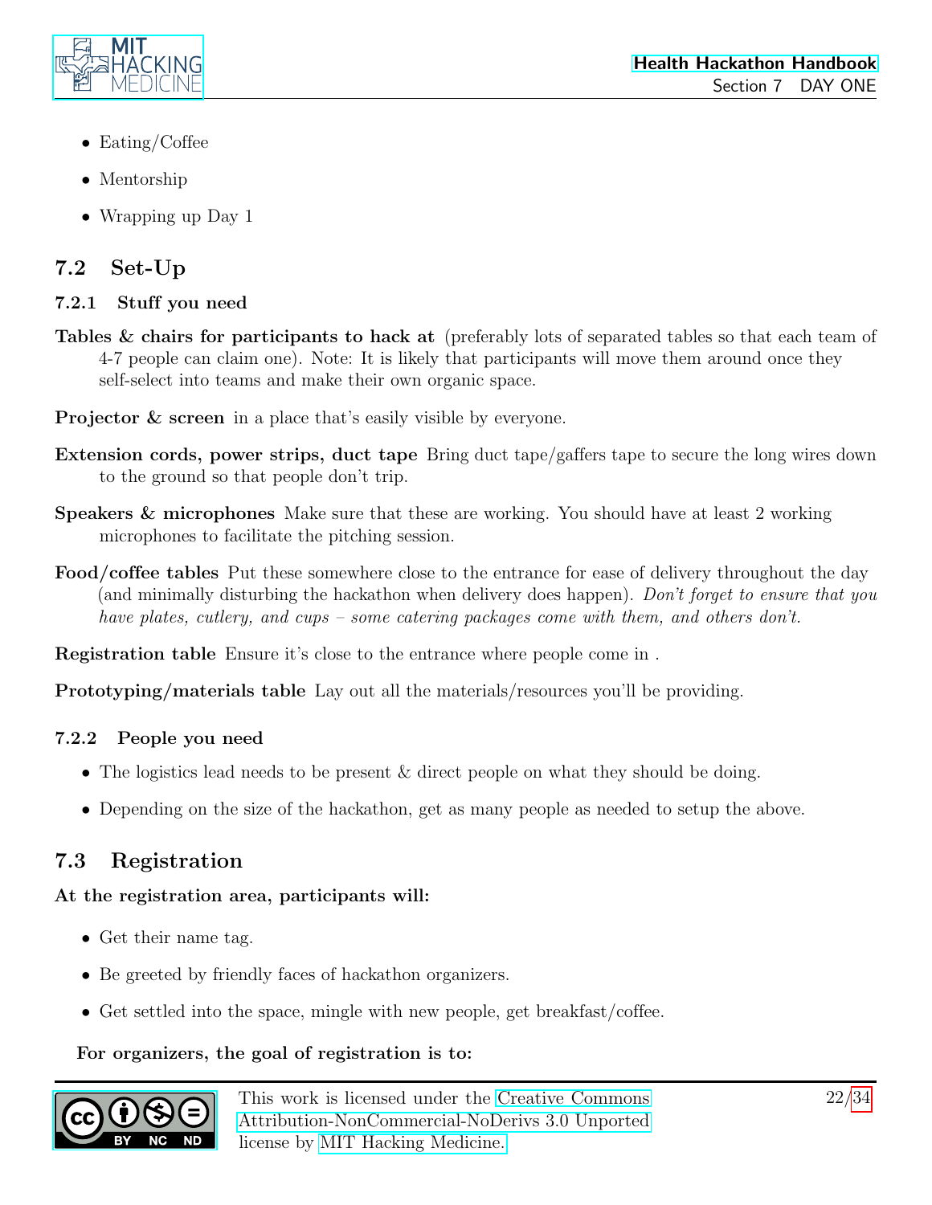- Eating/Coffee
- Mentorship
- Wrapping up Day 1

## 7.2 Set-Up

### 7.2.1 Stuff you need

**Tables & chairs for participants to hack at** (preferably lots of separated tables so that each team of 4-7 people can claim one). Note: It is likely that participants will move them around once they self-select into teams and make their own organic space.

**Projector & screen** in a place that's easily visible by everyone.

**Extension cords, power strips, duct tape** Bring duct tape/gaffers tape to secure the long wires down to the ground so that people don't trip.

**Speakers & microphones** Make sure that these are working. You should have at least 2 working microphones to facilitate the pitching session.

**Food/coffee tables** Put these somewhere close to the entrance for ease of delivery throughout the day (and minimally disturbing the hackathon when delivery does happen). *Don't forget to ensure that you have plates, cutlery, and cups – some catering packages come with them, and others don't.*

**Registration table** Ensure it's close to the entrance where people come in .

**Prototyping/materials table** Lay out all the materials/resources you'll be providing.

### 7.2.2 People you need

- The logistics lead needs to be present & direct people on what they should be doing.
- Depending on the size of the hackathon, get as many people as needed to setup the above.

## 7.3 Registration

**At the registration area, participants will:**

- Get their name tag.
- Be greeted by friendly faces of hackathon organizers.
- Get settled into the space, mingle with new people, get breakfast/coffee.

**For organizers, the goal of registration is to:**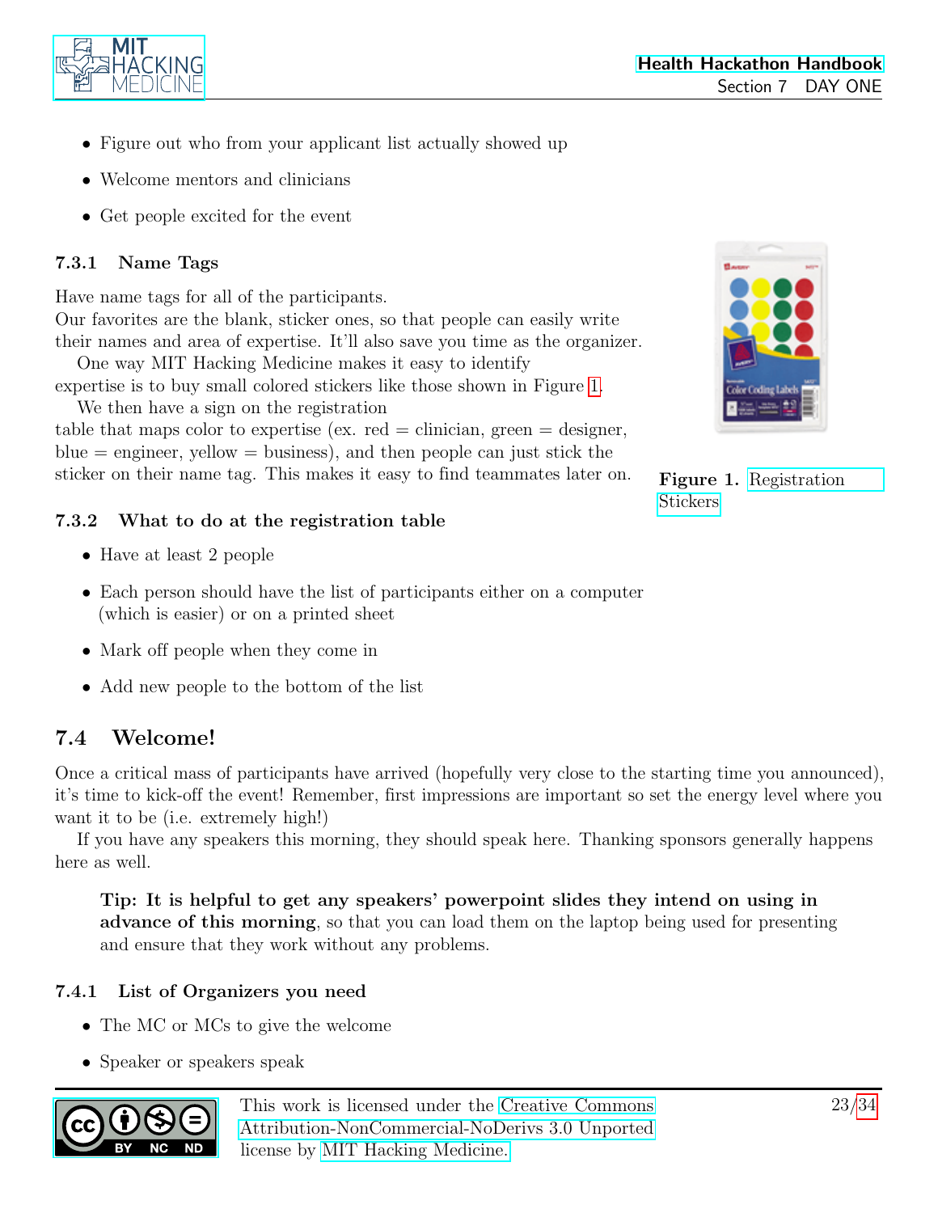- Figure out who from your applicant list actually showed up
- Welcome mentors and clinicians
- Get people excited for the event

### 7.3.1 Name Tags

Have name tags for all of the participants.
Our favorites are the blank, sticker ones, so that people can easily write their names and area of expertise. It'll also save you time as the organizer.

One way MIT Hacking Medicine makes it easy to identify expertise is to buy small colored stickers like those shown in Figure 1.

We then have a sign on the registration table that maps color to expertise (ex. red = clinician, green = designer, blue = engineer, yellow = business), and then people can just stick the sticker on their name tag. This makes it easy to find teammates later on.

**Figure 1.** Registration Stickers

### 7.3.2 What to do at the registration table

- Have at least 2 people
- Each person should have the list of participants either on a computer (which is easier) or on a printed sheet
- Mark off people when they come in
- Add new people to the bottom of the list

## 7.4 Welcome!

Once a critical mass of participants have arrived (hopefully very close to the starting time you announced), it's time to kick-off the event! Remember, first impressions are important so set the energy level where you want it to be (i.e. extremely high!)

If you have any speakers this morning, they should speak here. Thanking sponsors generally happens here as well.

> **Tip: It is helpful to get any speakers' powerpoint slides they intend on using in advance of this morning**, so that you can load them on the laptop being used for presenting and ensure that they work without any problems.

### 7.4.1 List of Organizers you need

- The MC or MCs to give the welcome
- Speaker or speakers speak

This work is licensed under the Creative Commons Attribution-NonCommercial-NoDerivs 3.0 Unported license by MIT Hacking Medicine.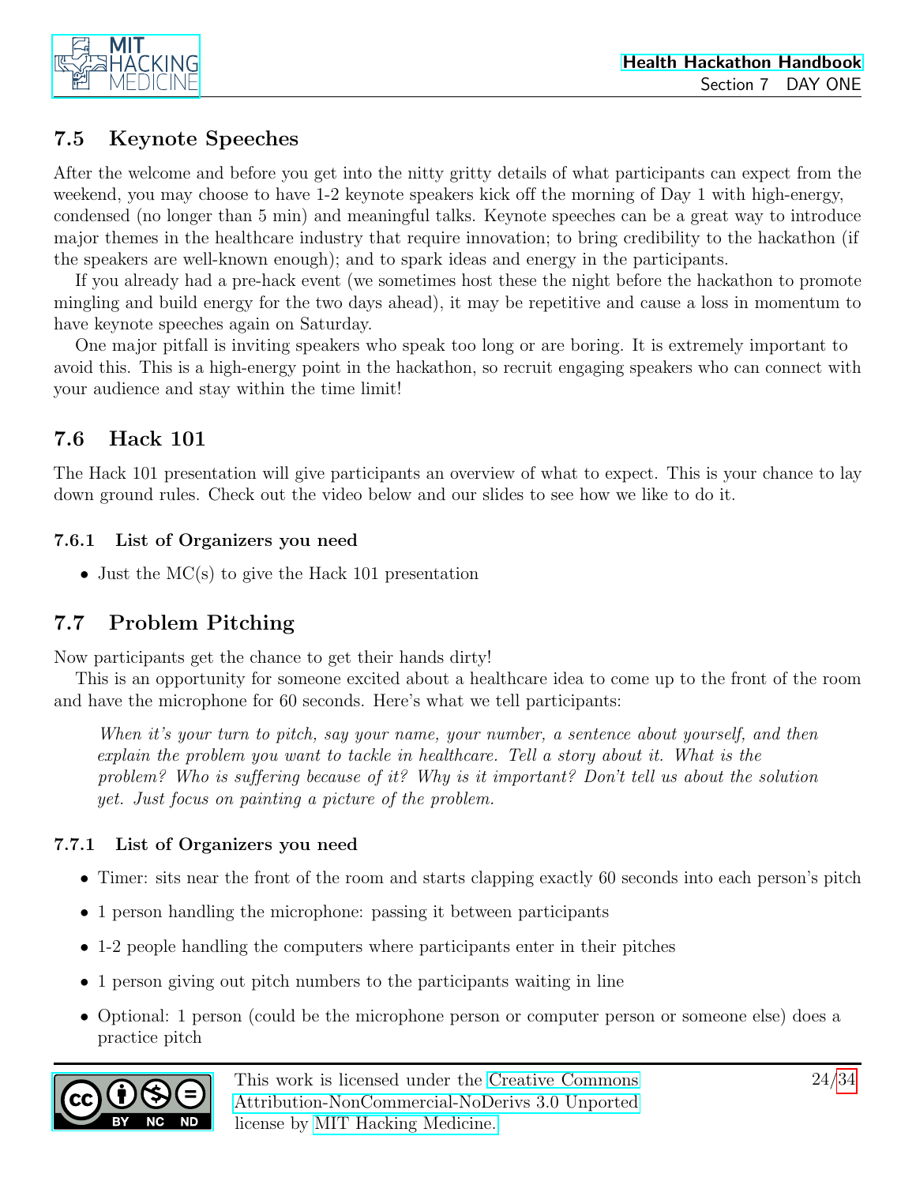## 7.5 Keynote Speeches

After the welcome and before you get into the nitty gritty details of what participants can expect from the weekend, you may choose to have 1-2 keynote speakers kick off the morning of Day 1 with high-energy, condensed (no longer than 5 min) and meaningful talks. Keynote speeches can be a great way to introduce major themes in the healthcare industry that require innovation; to bring credibility to the hackathon (if the speakers are well-known enough); and to spark ideas and energy in the participants.

If you already had a pre-hack event (we sometimes host these the night before the hackathon to promote mingling and build energy for the two days ahead), it may be repetitive and cause a loss in momentum to have keynote speeches again on Saturday.

One major pitfall is inviting speakers who speak too long or are boring. It is extremely important to avoid this. This is a high-energy point in the hackathon, so recruit engaging speakers who can connect with your audience and stay within the time limit!

## 7.6 Hack 101

The Hack 101 presentation will give participants an overview of what to expect. This is your chance to lay down ground rules. Check out the video below and our slides to see how we like to do it.

### 7.6.1 List of Organizers you need

- Just the MC(s) to give the Hack 101 presentation

## 7.7 Problem Pitching

Now participants get the chance to get their hands dirty!

This is an opportunity for someone excited about a healthcare idea to come up to the front of the room and have the microphone for 60 seconds. Here's what we tell participants:

> *When it's your turn to pitch, say your name, your number, a sentence about yourself, and then explain the problem you want to tackle in healthcare. Tell a story about it. What is the problem? Who is suffering because of it? Why is it important? Don't tell us about the solution yet. Just focus on painting a picture of the problem.*

### 7.7.1 List of Organizers you need

- Timer: sits near the front of the room and starts clapping exactly 60 seconds into each person's pitch
- 1 person handling the microphone: passing it between participants
- 1-2 people handling the computers where participants enter in their pitches
- 1 person giving out pitch numbers to the participants waiting in line
- Optional: 1 person (could be the microphone person or computer person or someone else) does a practice pitch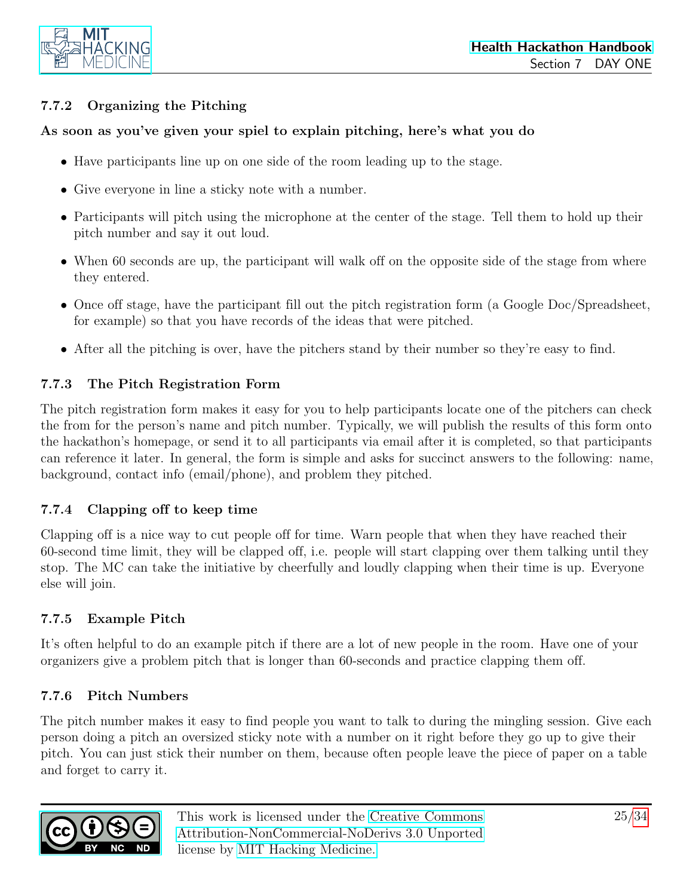### 7.7.2 Organizing the Pitching

**As soon as you've given your spiel to explain pitching, here's what you do**

- Have participants line up on one side of the room leading up to the stage.
- Give everyone in line a sticky note with a number.
- Participants will pitch using the microphone at the center of the stage. Tell them to hold up their pitch number and say it out loud.
- When 60 seconds are up, the participant will walk off on the opposite side of the stage from where they entered.
- Once off stage, have the participant fill out the pitch registration form (a Google Doc/Spreadsheet, for example) so that you have records of the ideas that were pitched.
- After all the pitching is over, have the pitchers stand by their number so they're easy to find.

### 7.7.3 The Pitch Registration Form

The pitch registration form makes it easy for you to help participants locate one of the pitchers can check the from for the person's name and pitch number. Typically, we will publish the results of this form onto the hackathon's homepage, or send it to all participants via email after it is completed, so that participants can reference it later. In general, the form is simple and asks for succinct answers to the following: name, background, contact info (email/phone), and problem they pitched.

### 7.7.4 Clapping off to keep time

Clapping off is a nice way to cut people off for time. Warn people that when they have reached their 60-second time limit, they will be clapped off, i.e. people will start clapping over them talking until they stop. The MC can take the initiative by cheerfully and loudly clapping when their time is up. Everyone else will join.

### 7.7.5 Example Pitch

It's often helpful to do an example pitch if there are a lot of new people in the room. Have one of your organizers give a problem pitch that is longer than 60-seconds and practice clapping them off.

### 7.7.6 Pitch Numbers

The pitch number makes it easy to find people you want to talk to during the mingling session. Give each person doing a pitch an oversized sticky note with a number on it right before they go up to give their pitch. You can just stick their number on them, because often people leave the piece of paper on a table and forget to carry it.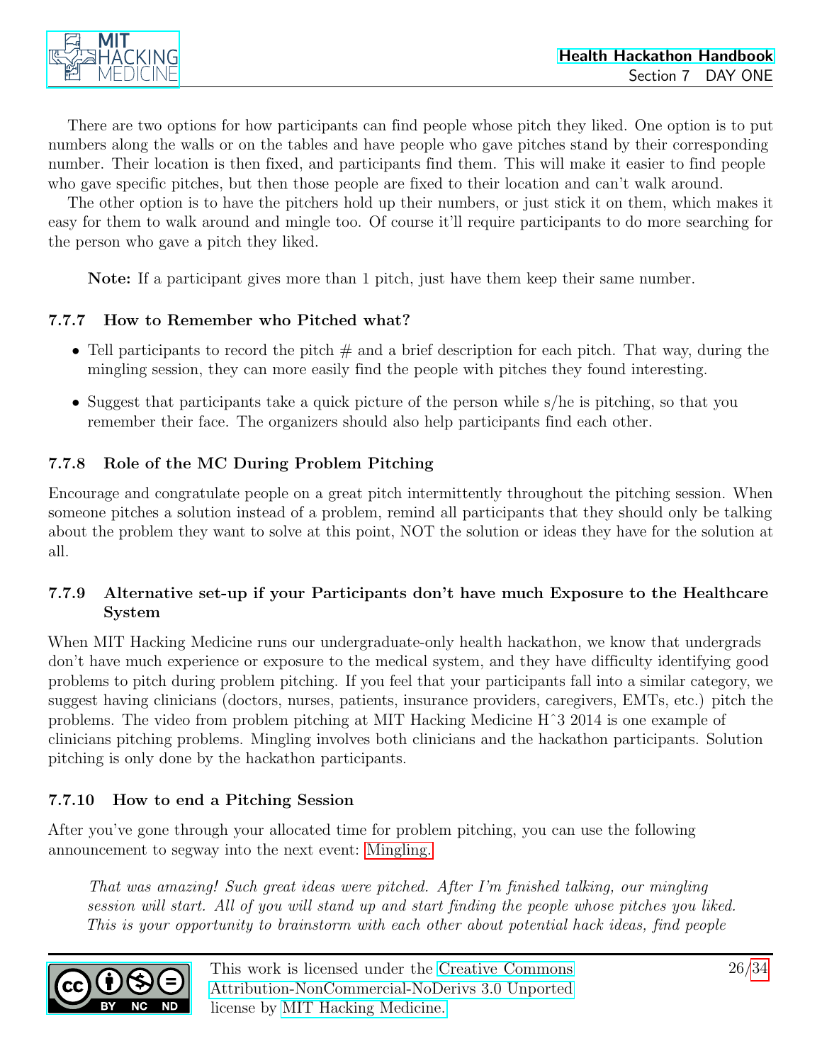There are two options for how participants can find people whose pitch they liked. One option is to put numbers along the walls or on the tables and have people who gave pitches stand by their corresponding number. Their location is then fixed, and participants find them. This will make it easier to find people who gave specific pitches, but then those people are fixed to their location and can't walk around.

The other option is to have the pitchers hold up their numbers, or just stick it on them, which makes it easy for them to walk around and mingle too. Of course it'll require participants to do more searching for the person who gave a pitch they liked.

**Note:** If a participant gives more than 1 pitch, just have them keep their same number.

### 7.7.7 How to Remember who Pitched what?

- Tell participants to record the pitch # and a brief description for each pitch. That way, during the mingling session, they can more easily find the people with pitches they found interesting.
- Suggest that participants take a quick picture of the person while s/he is pitching, so that you remember their face. The organizers should also help participants find each other.

### 7.7.8 Role of the MC During Problem Pitching

Encourage and congratulate people on a great pitch intermittently throughout the pitching session. When someone pitches a solution instead of a problem, remind all participants that they should only be talking about the problem they want to solve at this point, NOT the solution or ideas they have for the solution at all.

### 7.7.9 Alternative set-up if your Participants don't have much Exposure to the Healthcare System

When MIT Hacking Medicine runs our undergraduate-only health hackathon, we know that undergrads don't have much experience or exposure to the medical system, and they have difficulty identifying good problems to pitch during problem pitching. If you feel that your participants fall into a similar category, we suggest having clinicians (doctors, nurses, patients, insurance providers, caregivers, EMTs, etc.) pitch the problems. The video from problem pitching at MIT Hacking Medicine H^3 2014 is one example of clinicians pitching problems. Mingling involves both clinicians and the hackathon participants. Solution pitching is only done by the hackathon participants.

### 7.7.10 How to end a Pitching Session

After you've gone through your allocated time for problem pitching, you can use the following announcement to segway into the next event: Mingling.

> *That was amazing! Such great ideas were pitched. After I'm finished talking, our mingling session will start. All of you will stand up and start finding the people whose pitches you liked. This is your opportunity to brainstorm with each other about potential hack ideas, find people*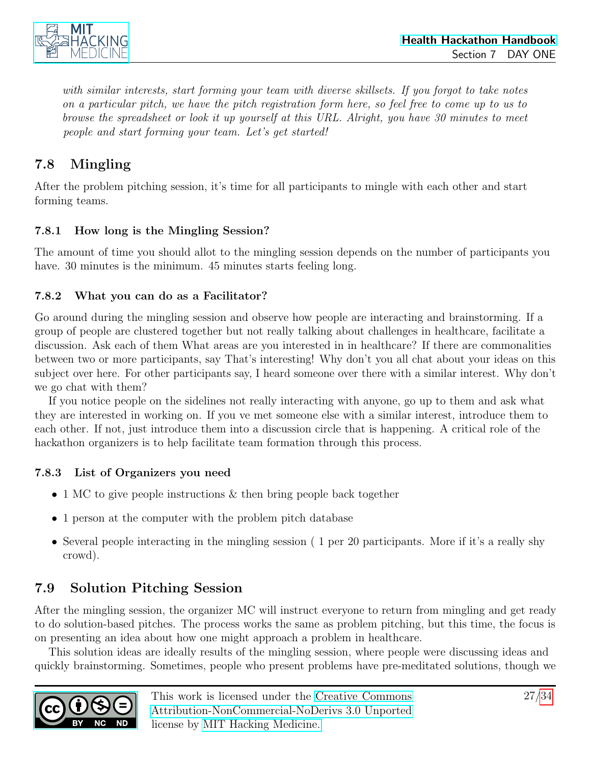*with similar interests, start forming your team with diverse skillsets. If you forgot to take notes on a particular pitch, we have the pitch registration form here, so feel free to come up to us to browse the spreadsheet or look it up yourself at this URL. Alright, you have 30 minutes to meet people and start forming your team. Let's get started!*

## 7.8 Mingling

After the problem pitching session, it's time for all participants to mingle with each other and start forming teams.

### 7.8.1 How long is the Mingling Session?

The amount of time you should allot to the mingling session depends on the number of participants you have. 30 minutes is the minimum. 45 minutes starts feeling long.

### 7.8.2 What you can do as a Facilitator?

Go around during the mingling session and observe how people are interacting and brainstorming. If a group of people are clustered together but not really talking about challenges in healthcare, facilitate a discussion. Ask each of them What areas are you interested in in healthcare? If there are commonalities between two or more participants, say That's interesting! Why don't you all chat about your ideas on this subject over here. For other participants say, I heard someone over there with a similar interest. Why don't we go chat with them?

If you notice people on the sidelines not really interacting with anyone, go up to them and ask what they are interested in working on. If you ve met someone else with a similar interest, introduce them to each other. If not, just introduce them into a discussion circle that is happening. A critical role of the hackathon organizers is to help facilitate team formation through this process.

### 7.8.3 List of Organizers you need

- 1 MC to give people instructions & then bring people back together
- 1 person at the computer with the problem pitch database
- Several people interacting in the mingling session ( 1 per 20 participants. More if it's a really shy crowd).

## 7.9 Solution Pitching Session

After the mingling session, the organizer MC will instruct everyone to return from mingling and get ready to do solution-based pitches. The process works the same as problem pitching, but this time, the focus is on presenting an idea about how one might approach a problem in healthcare.

This solution ideas are ideally results of the mingling session, where people were discussing ideas and quickly brainstorming. Sometimes, people who present problems have pre-meditated solutions, though we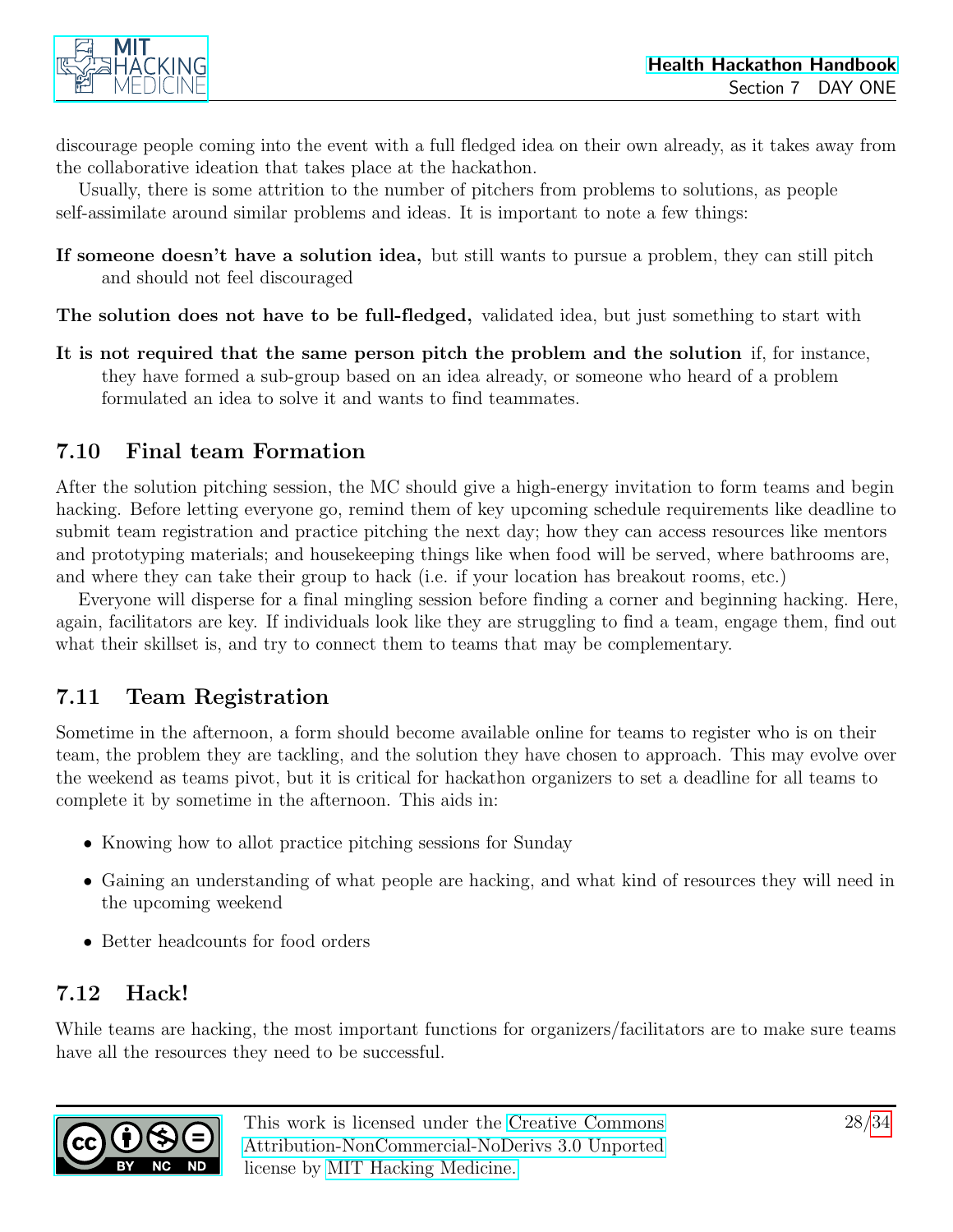discourage people coming into the event with a full fledged idea on their own already, as it takes away from the collaborative ideation that takes place at the hackathon.

Usually, there is some attrition to the number of pitchers from problems to solutions, as people self-assimilate around similar problems and ideas. It is important to note a few things:

**If someone doesn't have a solution idea,** but still wants to pursue a problem, they can still pitch and should not feel discouraged

**The solution does not have to be full-fledged,** validated idea, but just something to start with

**It is not required that the same person pitch the problem and the solution** if, for instance, they have formed a sub-group based on an idea already, or someone who heard of a problem formulated an idea to solve it and wants to find teammates.

## 7.10 Final team Formation

After the solution pitching session, the MC should give a high-energy invitation to form teams and begin hacking. Before letting everyone go, remind them of key upcoming schedule requirements like deadline to submit team registration and practice pitching the next day; how they can access resources like mentors and prototyping materials; and housekeeping things like when food will be served, where bathrooms are, and where they can take their group to hack (i.e. if your location has breakout rooms, etc.)

Everyone will disperse for a final mingling session before finding a corner and beginning hacking. Here, again, facilitators are key. If individuals look like they are struggling to find a team, engage them, find out what their skillset is, and try to connect them to teams that may be complementary.

## 7.11 Team Registration

Sometime in the afternoon, a form should become available online for teams to register who is on their team, the problem they are tackling, and the solution they have chosen to approach. This may evolve over the weekend as teams pivot, but it is critical for hackathon organizers to set a deadline for all teams to complete it by sometime in the afternoon. This aids in:

- Knowing how to allot practice pitching sessions for Sunday
- Gaining an understanding of what people are hacking, and what kind of resources they will need in the upcoming weekend
- Better headcounts for food orders

## 7.12 Hack!

While teams are hacking, the most important functions for organizers/facilitators are to make sure teams have all the resources they need to be successful.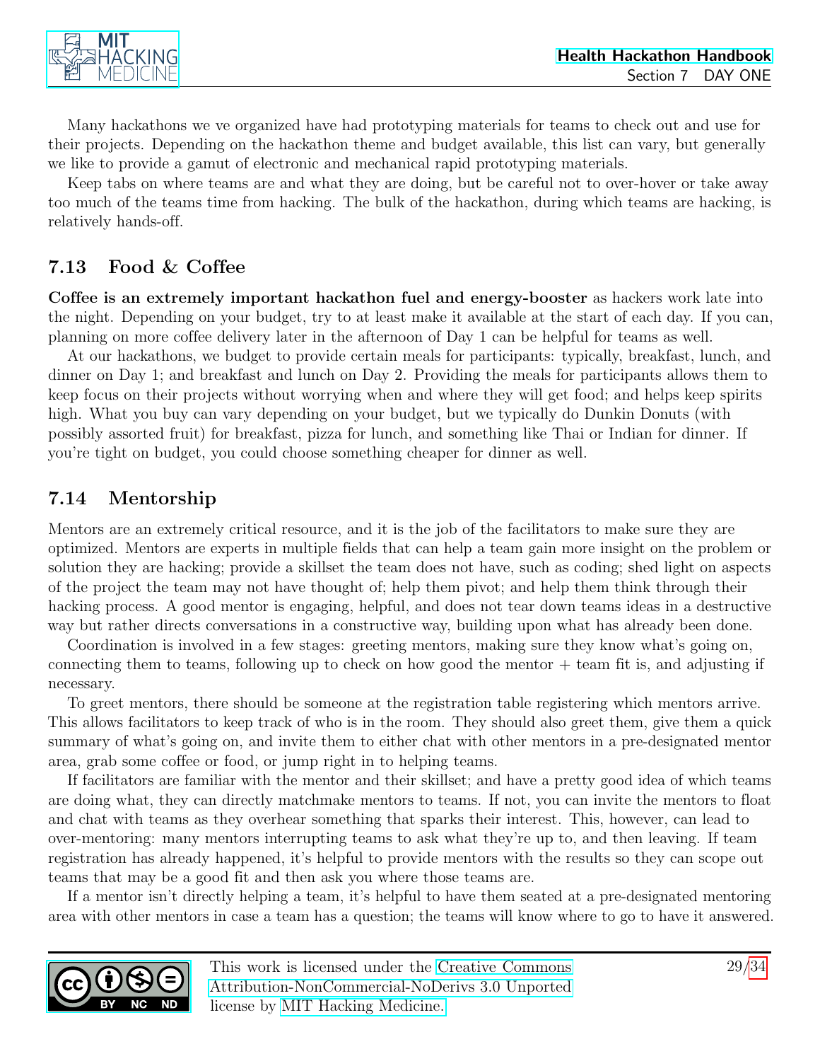Many hackathons we ve organized have had prototyping materials for teams to check out and use for their projects. Depending on the hackathon theme and budget available, this list can vary, but generally we like to provide a gamut of electronic and mechanical rapid prototyping materials.

Keep tabs on where teams are and what they are doing, but be careful not to over-hover or take away too much of the teams time from hacking. The bulk of the hackathon, during which teams are hacking, is relatively hands-off.

## 7.13 Food & Coffee

**Coffee is an extremely important hackathon fuel and energy-booster** as hackers work late into the night. Depending on your budget, try to at least make it available at the start of each day. If you can, planning on more coffee delivery later in the afternoon of Day 1 can be helpful for teams as well.

At our hackathons, we budget to provide certain meals for participants: typically, breakfast, lunch, and dinner on Day 1; and breakfast and lunch on Day 2. Providing the meals for participants allows them to keep focus on their projects without worrying when and where they will get food; and helps keep spirits high. What you buy can vary depending on your budget, but we typically do Dunkin Donuts (with possibly assorted fruit) for breakfast, pizza for lunch, and something like Thai or Indian for dinner. If you're tight on budget, you could choose something cheaper for dinner as well.

## 7.14 Mentorship

Mentors are an extremely critical resource, and it is the job of the facilitators to make sure they are optimized. Mentors are experts in multiple fields that can help a team gain more insight on the problem or solution they are hacking; provide a skillset the team does not have, such as coding; shed light on aspects of the project the team may not have thought of; help them pivot; and help them think through their hacking process. A good mentor is engaging, helpful, and does not tear down teams ideas in a destructive way but rather directs conversations in a constructive way, building upon what has already been done.

Coordination is involved in a few stages: greeting mentors, making sure they know what's going on, connecting them to teams, following up to check on how good the mentor + team fit is, and adjusting if necessary.

To greet mentors, there should be someone at the registration table registering which mentors arrive. This allows facilitators to keep track of who is in the room. They should also greet them, give them a quick summary of what's going on, and invite them to either chat with other mentors in a pre-designated mentor area, grab some coffee or food, or jump right in to helping teams.

If facilitators are familiar with the mentor and their skillset; and have a pretty good idea of which teams are doing what, they can directly matchmake mentors to teams. If not, you can invite the mentors to float and chat with teams as they overhear something that sparks their interest. This, however, can lead to over-mentoring: many mentors interrupting teams to ask what they're up to, and then leaving. If team registration has already happened, it's helpful to provide mentors with the results so they can scope out teams that may be a good fit and then ask you where those teams are.

If a mentor isn't directly helping a team, it's helpful to have them seated at a pre-designated mentoring area with other mentors in case a team has a question; the teams will know where to go to have it answered.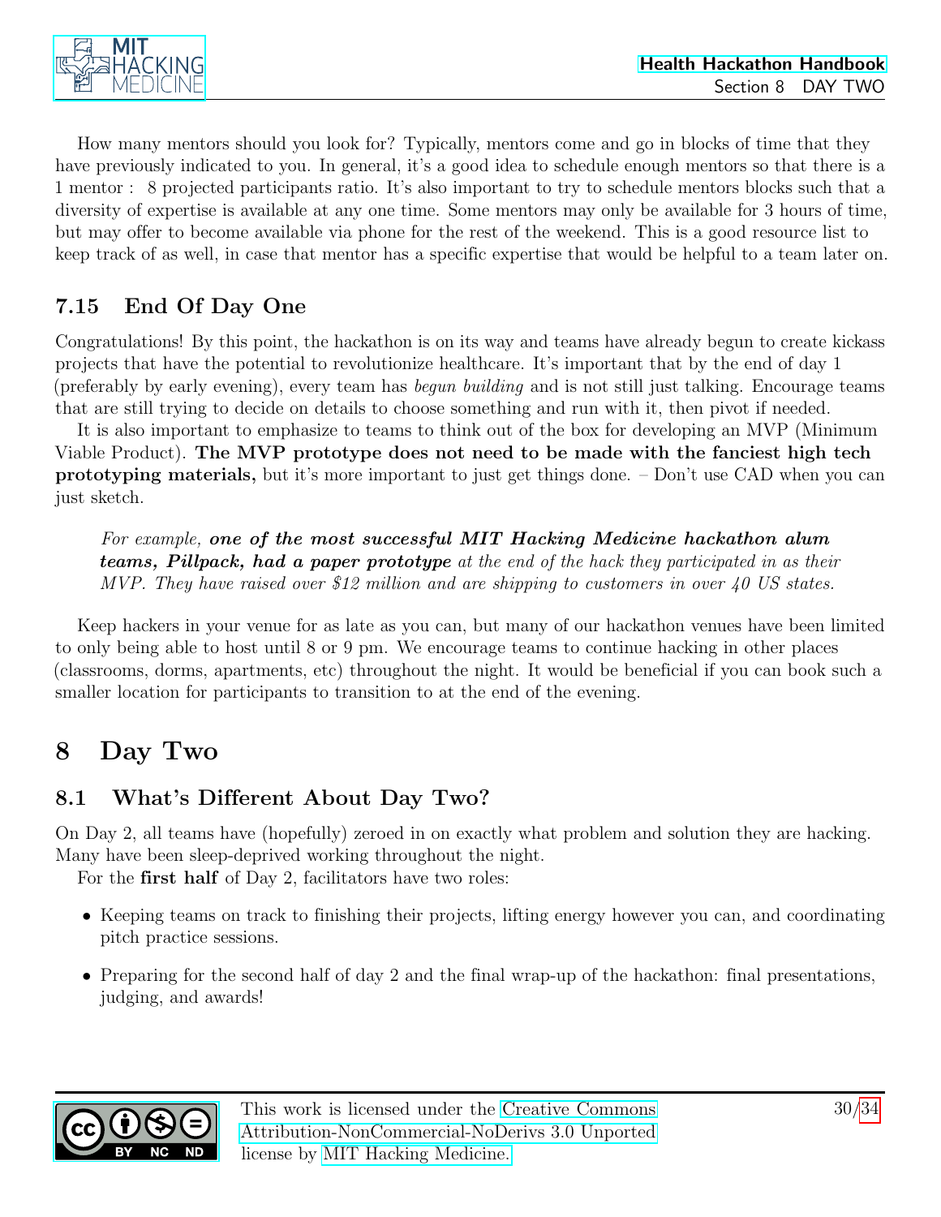How many mentors should you look for? Typically, mentors come and go in blocks of time that they have previously indicated to you. In general, it's a good idea to schedule enough mentors so that there is a 1 mentor : 8 projected participants ratio. It's also important to try to schedule mentors blocks such that a diversity of expertise is available at any one time. Some mentors may only be available for 3 hours of time, but may offer to become available via phone for the rest of the weekend. This is a good resource list to keep track of as well, in case that mentor has a specific expertise that would be helpful to a team later on.

### 7.15 End Of Day One

Congratulations! By this point, the hackathon is on its way and teams have already begun to create kickass projects that have the potential to revolutionize healthcare. It's important that by the end of day 1 (preferably by early evening), every team has *begun building* and is not still just talking. Encourage teams that are still trying to decide on details to choose something and run with it, then pivot if needed.

It is also important to emphasize to teams to think out of the box for developing an MVP (Minimum Viable Product). **The MVP prototype does not need to be made with the fanciest high tech prototyping materials,** but it's more important to just get things done. – Don't use CAD when you can just sketch.

> *For example,* ***one of the most successful MIT Hacking Medicine hackathon alum teams, Pillpack, had a paper prototype*** *at the end of the hack they participated in as their MVP. They have raised over $12 million and are shipping to customers in over 40 US states.*

Keep hackers in your venue for as late as you can, but many of our hackathon venues have been limited to only being able to host until 8 or 9 pm. We encourage teams to continue hacking in other places (classrooms, dorms, apartments, etc) throughout the night. It would be beneficial if you can book such a smaller location for participants to transition to at the end of the evening.

## 8 Day Two

### 8.1 What's Different About Day Two?

On Day 2, all teams have (hopefully) zeroed in on exactly what problem and solution they are hacking. Many have been sleep-deprived working throughout the night.

For the **first half** of Day 2, facilitators have two roles:

- Keeping teams on track to finishing their projects, lifting energy however you can, and coordinating pitch practice sessions.
- Preparing for the second half of day 2 and the final wrap-up of the hackathon: final presentations, judging, and awards!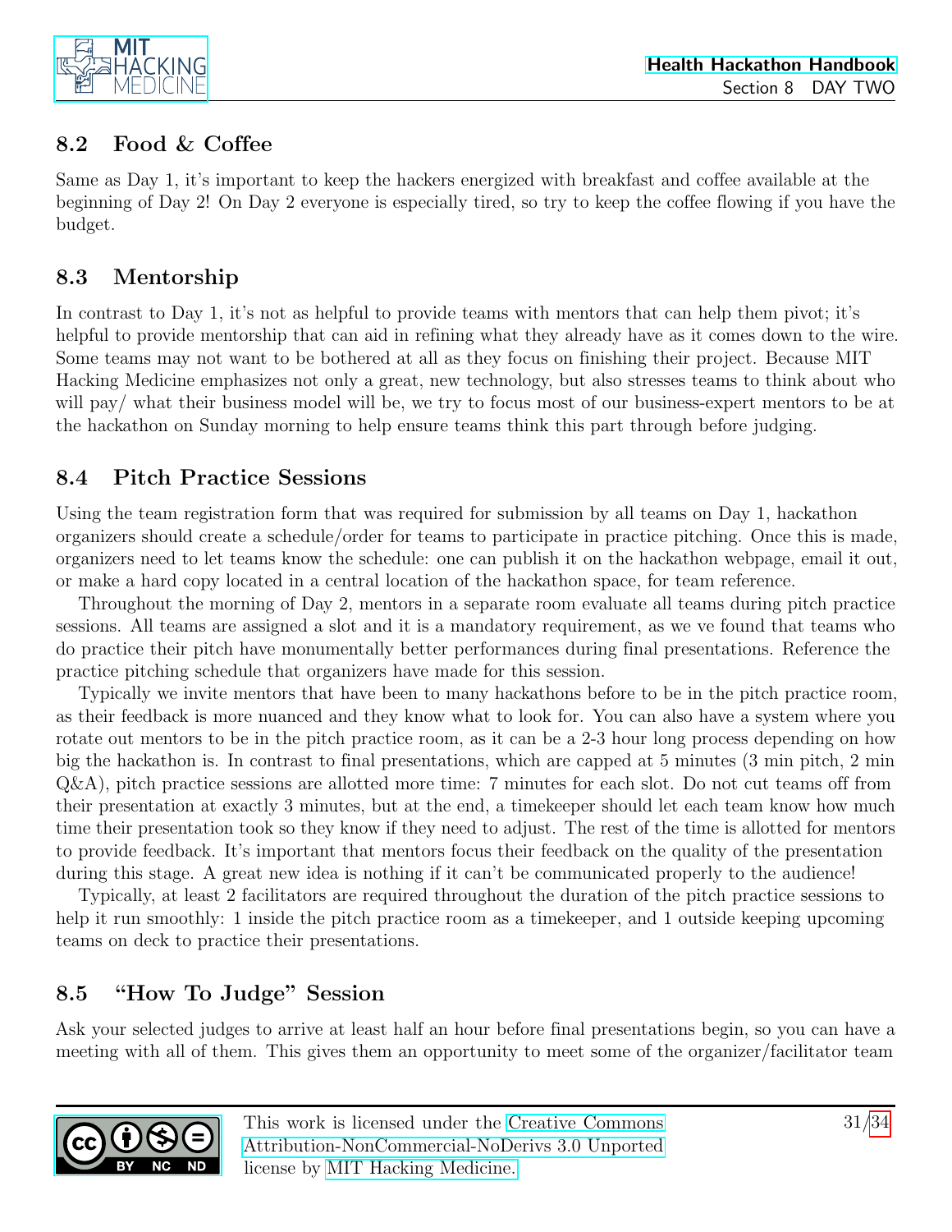## 8.2 Food & Coffee

Same as Day 1, it's important to keep the hackers energized with breakfast and coffee available at the beginning of Day 2! On Day 2 everyone is especially tired, so try to keep the coffee flowing if you have the budget.

## 8.3 Mentorship

In contrast to Day 1, it's not as helpful to provide teams with mentors that can help them pivot; it's helpful to provide mentorship that can aid in refining what they already have as it comes down to the wire. Some teams may not want to be bothered at all as they focus on finishing their project. Because MIT Hacking Medicine emphasizes not only a great, new technology, but also stresses teams to think about who will pay/ what their business model will be, we try to focus most of our business-expert mentors to be at the hackathon on Sunday morning to help ensure teams think this part through before judging.

## 8.4 Pitch Practice Sessions

Using the team registration form that was required for submission by all teams on Day 1, hackathon organizers should create a schedule/order for teams to participate in practice pitching. Once this is made, organizers need to let teams know the schedule: one can publish it on the hackathon webpage, email it out, or make a hard copy located in a central location of the hackathon space, for team reference.

Throughout the morning of Day 2, mentors in a separate room evaluate all teams during pitch practice sessions. All teams are assigned a slot and it is a mandatory requirement, as we ve found that teams who do practice their pitch have monumentally better performances during final presentations. Reference the practice pitching schedule that organizers have made for this session.

Typically we invite mentors that have been to many hackathons before to be in the pitch practice room, as their feedback is more nuanced and they know what to look for. You can also have a system where you rotate out mentors to be in the pitch practice room, as it can be a 2-3 hour long process depending on how big the hackathon is. In contrast to final presentations, which are capped at 5 minutes (3 min pitch, 2 min Q&A), pitch practice sessions are allotted more time: 7 minutes for each slot. Do not cut teams off from their presentation at exactly 3 minutes, but at the end, a timekeeper should let each team know how much time their presentation took so they know if they need to adjust. The rest of the time is allotted for mentors to provide feedback. It's important that mentors focus their feedback on the quality of the presentation during this stage. A great new idea is nothing if it can't be communicated properly to the audience!

Typically, at least 2 facilitators are required throughout the duration of the pitch practice sessions to help it run smoothly: 1 inside the pitch practice room as a timekeeper, and 1 outside keeping upcoming teams on deck to practice their presentations.

## 8.5 "How To Judge" Session

Ask your selected judges to arrive at least half an hour before final presentations begin, so you can have a meeting with all of them. This gives them an opportunity to meet some of the organizer/facilitator team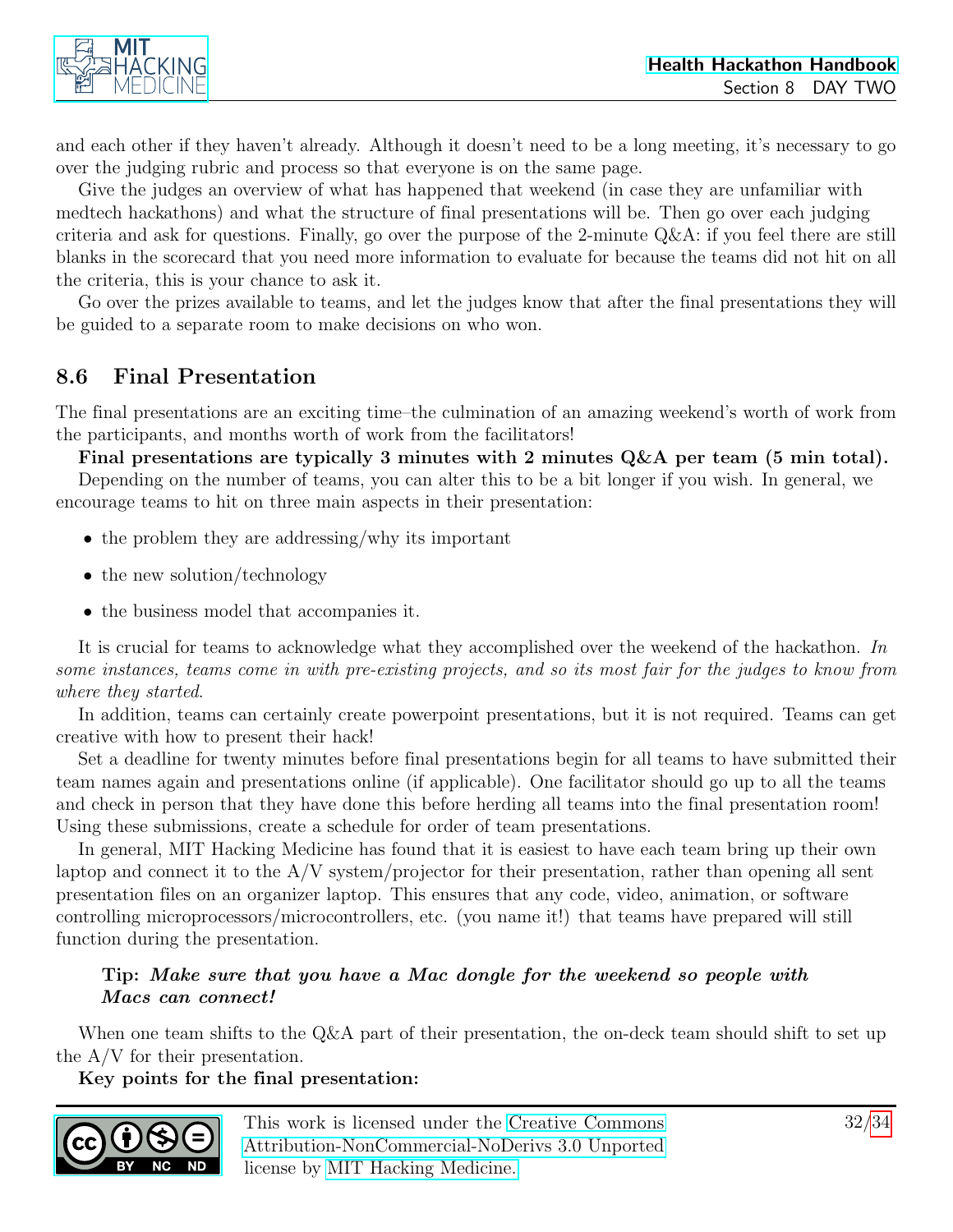and each other if they haven't already. Although it doesn't need to be a long meeting, it's necessary to go over the judging rubric and process so that everyone is on the same page.

Give the judges an overview of what has happened that weekend (in case they are unfamiliar with medtech hackathons) and what the structure of final presentations will be. Then go over each judging criteria and ask for questions. Finally, go over the purpose of the 2-minute Q&A: if you feel there are still blanks in the scorecard that you need more information to evaluate for because the teams did not hit on all the criteria, this is your chance to ask it.

Go over the prizes available to teams, and let the judges know that after the final presentations they will be guided to a separate room to make decisions on who won.

## 8.6 Final Presentation

The final presentations are an exciting time–the culmination of an amazing weekend's worth of work from the participants, and months worth of work from the facilitators!

**Final presentations are typically 3 minutes with 2 minutes Q&A per team (5 min total).**

Depending on the number of teams, you can alter this to be a bit longer if you wish. In general, we encourage teams to hit on three main aspects in their presentation:

- the problem they are addressing/why its important
- the new solution/technology
- the business model that accompanies it.

It is crucial for teams to acknowledge what they accomplished over the weekend of the hackathon. *In some instances, teams come in with pre-existing projects, and so its most fair for the judges to know from where they started.*

In addition, teams can certainly create powerpoint presentations, but it is not required. Teams can get creative with how to present their hack!

Set a deadline for twenty minutes before final presentations begin for all teams to have submitted their team names again and presentations online (if applicable). One facilitator should go up to all the teams and check in person that they have done this before herding all teams into the final presentation room! Using these submissions, create a schedule for order of team presentations.

In general, MIT Hacking Medicine has found that it is easiest to have each team bring up their own laptop and connect it to the A/V system/projector for their presentation, rather than opening all sent presentation files on an organizer laptop. This ensures that any code, video, animation, or software controlling microprocessors/microcontrollers, etc. (you name it!) that teams have prepared will still function during the presentation.

> **Tip:** ***Make sure that you have a Mac dongle for the weekend so people with Macs can connect!***

When one team shifts to the Q&A part of their presentation, the on-deck team should shift to set up the A/V for their presentation.

**Key points for the final presentation:**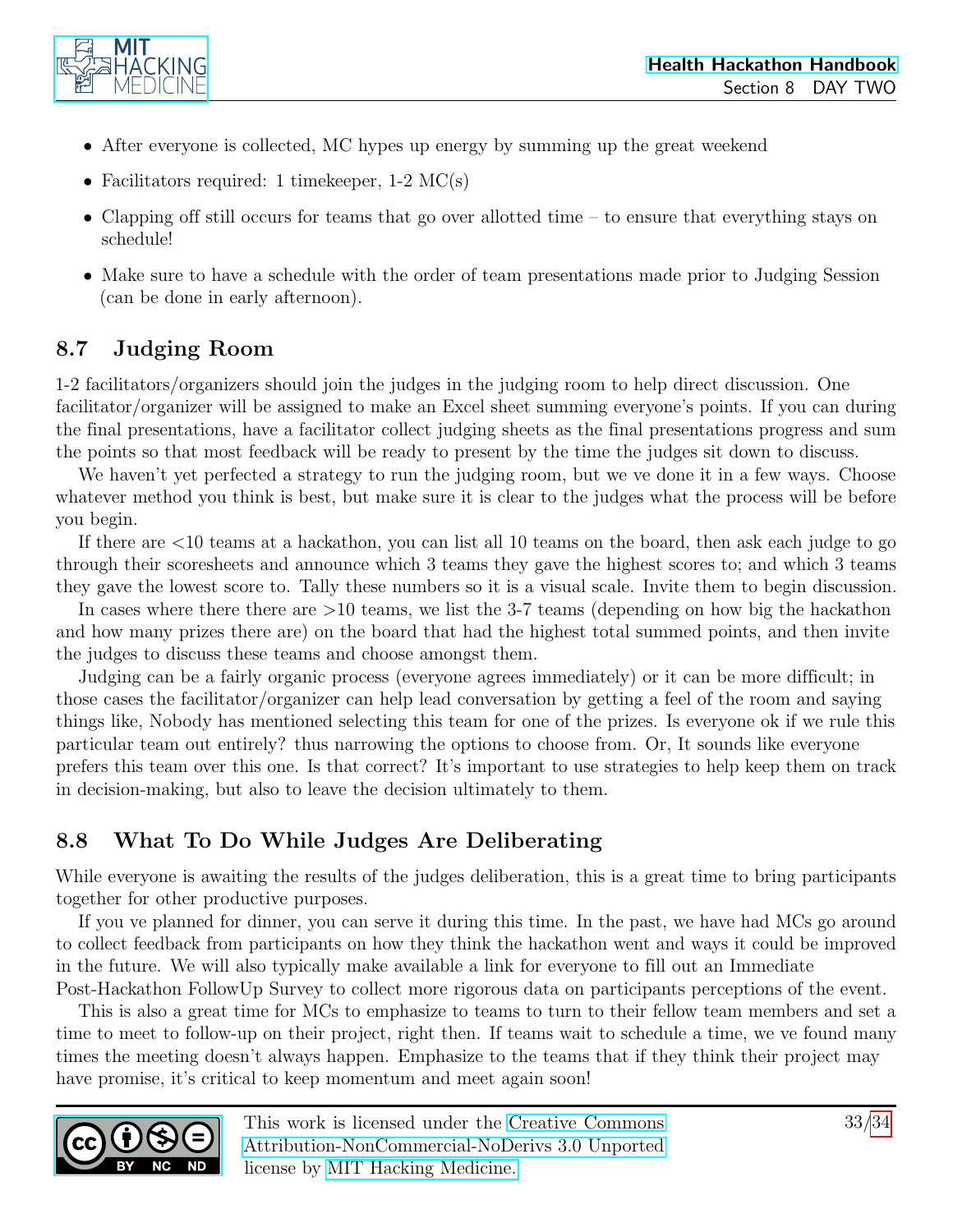- After everyone is collected, MC hypes up energy by summing up the great weekend
- Facilitators required: 1 timekeeper, 1-2 MC(s)
- Clapping off still occurs for teams that go over allotted time – to ensure that everything stays on schedule!
- Make sure to have a schedule with the order of team presentations made prior to Judging Session (can be done in early afternoon).

## 8.7 Judging Room

1-2 facilitators/organizers should join the judges in the judging room to help direct discussion. One facilitator/organizer will be assigned to make an Excel sheet summing everyone's points. If you can during the final presentations, have a facilitator collect judging sheets as the final presentations progress and sum the points so that most feedback will be ready to present by the time the judges sit down to discuss.

We haven't yet perfected a strategy to run the judging room, but we ve done it in a few ways. Choose whatever method you think is best, but make sure it is clear to the judges what the process will be before you begin.

If there are <10 teams at a hackathon, you can list all 10 teams on the board, then ask each judge to go through their scoresheets and announce which 3 teams they gave the highest scores to; and which 3 teams they gave the lowest score to. Tally these numbers so it is a visual scale. Invite them to begin discussion.

In cases where there there are >10 teams, we list the 3-7 teams (depending on how big the hackathon and how many prizes there are) on the board that had the highest total summed points, and then invite the judges to discuss these teams and choose amongst them.

Judging can be a fairly organic process (everyone agrees immediately) or it can be more difficult; in those cases the facilitator/organizer can help lead conversation by getting a feel of the room and saying things like, Nobody has mentioned selecting this team for one of the prizes. Is everyone ok if we rule this particular team out entirely? thus narrowing the options to choose from. Or, It sounds like everyone prefers this team over this one. Is that correct? It's important to use strategies to help keep them on track in decision-making, but also to leave the decision ultimately to them.

## 8.8 What To Do While Judges Are Deliberating

While everyone is awaiting the results of the judges deliberation, this is a great time to bring participants together for other productive purposes.

If you ve planned for dinner, you can serve it during this time. In the past, we have had MCs go around to collect feedback from participants on how they think the hackathon went and ways it could be improved in the future. We will also typically make available a link for everyone to fill out an Immediate Post-Hackathon FollowUp Survey to collect more rigorous data on participants perceptions of the event.

This is also a great time for MCs to emphasize to teams to turn to their fellow team members and set a time to meet to follow-up on their project, right then. If teams wait to schedule a time, we ve found many times the meeting doesn't always happen. Emphasize to the teams that if they think their project may have promise, it's critical to keep momentum and meet again soon!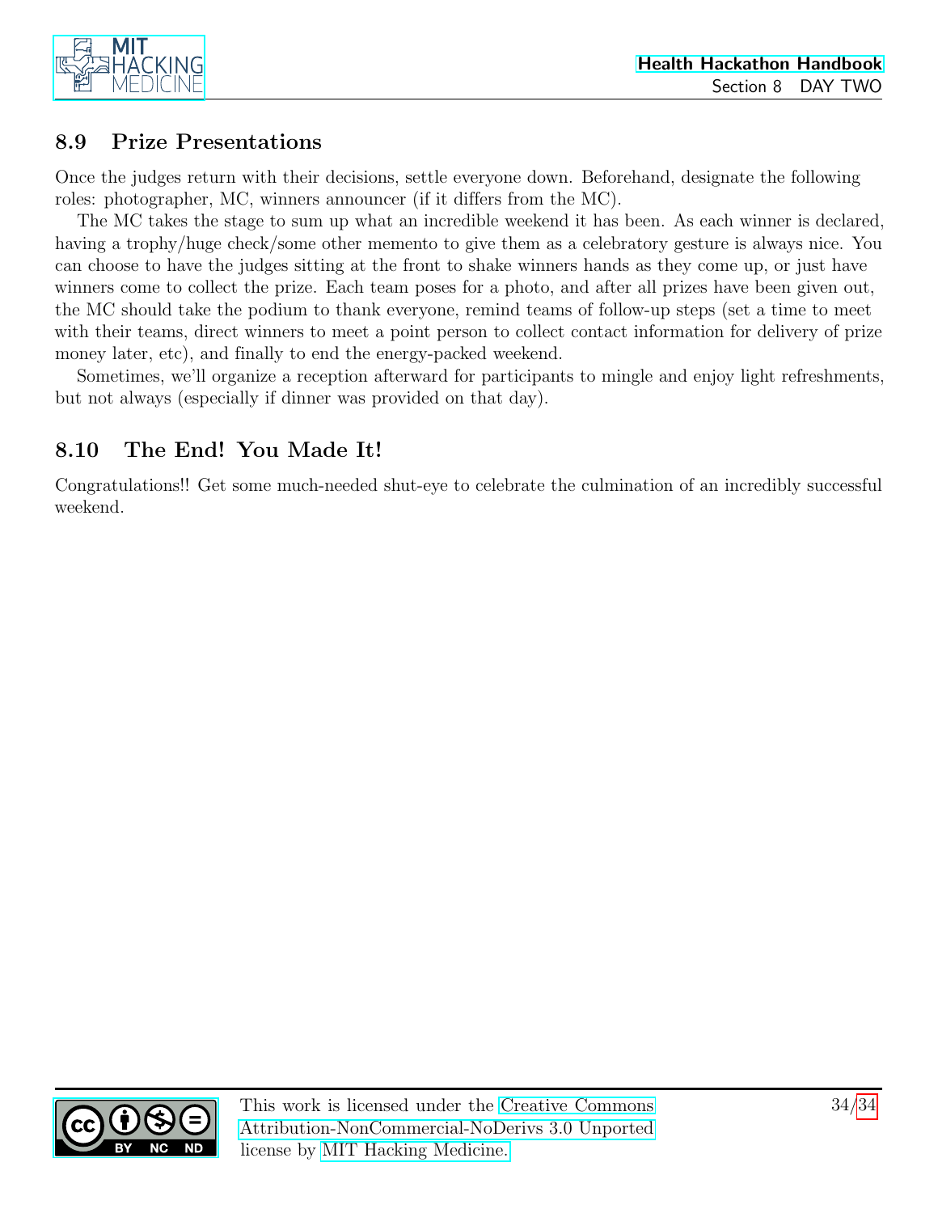## 8.9 Prize Presentations

Once the judges return with their decisions, settle everyone down. Beforehand, designate the following roles: photographer, MC, winners announcer (if it differs from the MC).

The MC takes the stage to sum up what an incredible weekend it has been. As each winner is declared, having a trophy/huge check/some other memento to give them as a celebratory gesture is always nice. You can choose to have the judges sitting at the front to shake winners hands as they come up, or just have winners come to collect the prize. Each team poses for a photo, and after all prizes have been given out, the MC should take the podium to thank everyone, remind teams of follow-up steps (set a time to meet with their teams, direct winners to meet a point person to collect contact information for delivery of prize money later, etc), and finally to end the energy-packed weekend.

Sometimes, we'll organize a reception afterward for participants to mingle and enjoy light refreshments, but not always (especially if dinner was provided on that day).

## 8.10 The End! You Made It!

Congratulations!! Get some much-needed shut-eye to celebrate the culmination of an incredibly successful weekend.

This work is licensed under the Creative Commons Attribution-NonCommercial-NoDerivs 3.0 Unported license by MIT Hacking Medicine.